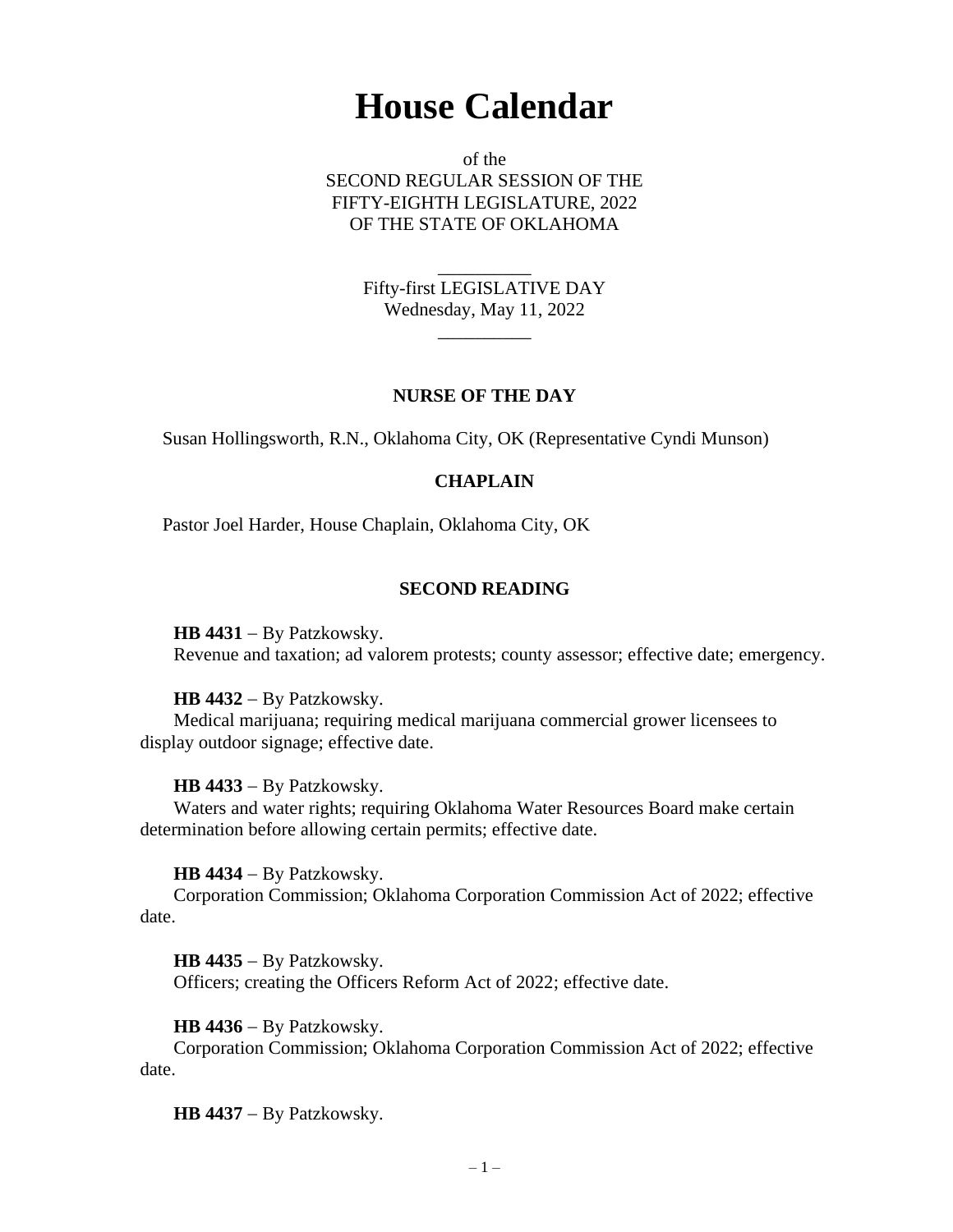# House Calendar

of the
SECOND REGULAR SESSION OF THE
FIFTY-EIGHTH LEGISLATURE, 2022
OF THE STATE OF OKLAHOMA

\_\_\_\_\_\_\_\_\_\_

Fifty-first LEGISLATIVE DAY
Wednesday, May 11, 2022

\_\_\_\_\_\_\_\_\_\_

### NURSE OF THE DAY

Susan Hollingsworth, R.N., Oklahoma City, OK (Representative Cyndi Munson)

### CHAPLAIN

Pastor Joel Harder, House Chaplain, Oklahoma City, OK

### SECOND READING

**HB 4431** – By Patzkowsky.
Revenue and taxation; ad valorem protests; county assessor; effective date; emergency.

**HB 4432** – By Patzkowsky.
Medical marijuana; requiring medical marijuana commercial grower licensees to display outdoor signage; effective date.

**HB 4433** – By Patzkowsky.
Waters and water rights; requiring Oklahoma Water Resources Board make certain determination before allowing certain permits; effective date.

**HB 4434** – By Patzkowsky.
Corporation Commission; Oklahoma Corporation Commission Act of 2022; effective date.

**HB 4435** – By Patzkowsky.
Officers; creating the Officers Reform Act of 2022; effective date.

**HB 4436** – By Patzkowsky.
Corporation Commission; Oklahoma Corporation Commission Act of 2022; effective date.

**HB 4437** – By Patzkowsky.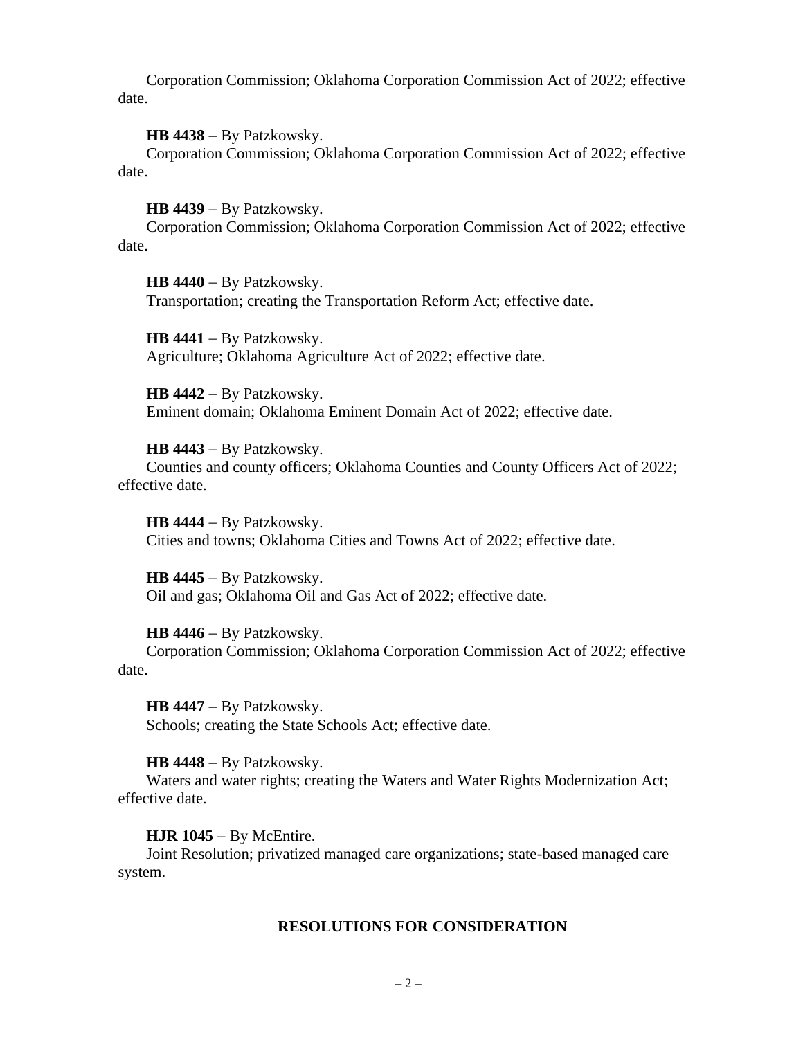Corporation Commission; Oklahoma Corporation Commission Act of 2022; effective date.

**HB 4438** – By Patzkowsky.
Corporation Commission; Oklahoma Corporation Commission Act of 2022; effective date.

**HB 4439** – By Patzkowsky.
Corporation Commission; Oklahoma Corporation Commission Act of 2022; effective date.

**HB 4440** – By Patzkowsky.
Transportation; creating the Transportation Reform Act; effective date.

**HB 4441** – By Patzkowsky.
Agriculture; Oklahoma Agriculture Act of 2022; effective date.

**HB 4442** – By Patzkowsky.
Eminent domain; Oklahoma Eminent Domain Act of 2022; effective date.

**HB 4443** – By Patzkowsky.
Counties and county officers; Oklahoma Counties and County Officers Act of 2022; effective date.

**HB 4444** – By Patzkowsky.
Cities and towns; Oklahoma Cities and Towns Act of 2022; effective date.

**HB 4445** – By Patzkowsky.
Oil and gas; Oklahoma Oil and Gas Act of 2022; effective date.

**HB 4446** – By Patzkowsky.
Corporation Commission; Oklahoma Corporation Commission Act of 2022; effective date.

**HB 4447** – By Patzkowsky.
Schools; creating the State Schools Act; effective date.

**HB 4448** – By Patzkowsky.
Waters and water rights; creating the Waters and Water Rights Modernization Act; effective date.

**HJR 1045** – By McEntire.
Joint Resolution; privatized managed care organizations; state-based managed care system.

## RESOLUTIONS FOR CONSIDERATION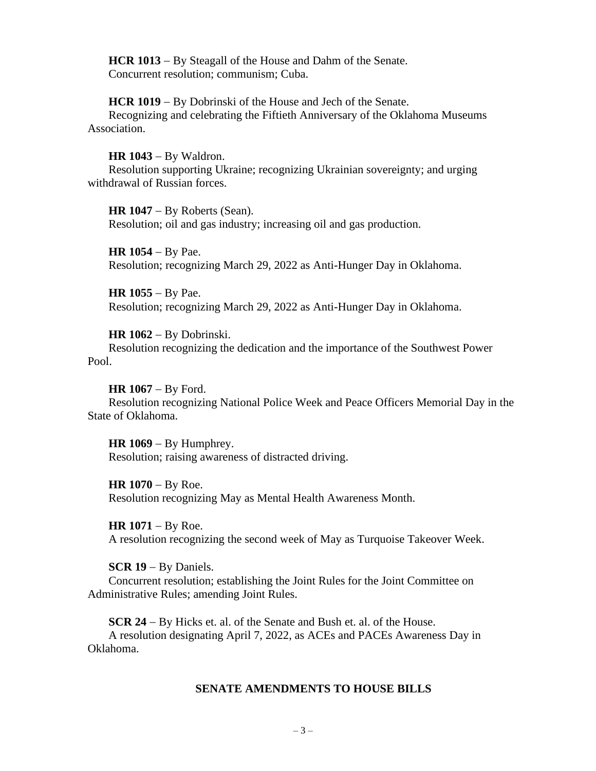**HCR 1013** – By Steagall of the House and Dahm of the Senate.
Concurrent resolution; communism; Cuba.

**HCR 1019** – By Dobrinski of the House and Jech of the Senate.
Recognizing and celebrating the Fiftieth Anniversary of the Oklahoma Museums Association.

**HR 1043** – By Waldron.
Resolution supporting Ukraine; recognizing Ukrainian sovereignty; and urging withdrawal of Russian forces.

**HR 1047** – By Roberts (Sean).
Resolution; oil and gas industry; increasing oil and gas production.

**HR 1054** – By Pae.
Resolution; recognizing March 29, 2022 as Anti-Hunger Day in Oklahoma.

**HR 1055** – By Pae.
Resolution; recognizing March 29, 2022 as Anti-Hunger Day in Oklahoma.

**HR 1062** – By Dobrinski.
Resolution recognizing the dedication and the importance of the Southwest Power Pool.

**HR 1067** – By Ford.
Resolution recognizing National Police Week and Peace Officers Memorial Day in the State of Oklahoma.

**HR 1069** – By Humphrey.
Resolution; raising awareness of distracted driving.

**HR 1070** – By Roe.
Resolution recognizing May as Mental Health Awareness Month.

**HR 1071** – By Roe.
A resolution recognizing the second week of May as Turquoise Takeover Week.

**SCR 19** – By Daniels.
Concurrent resolution; establishing the Joint Rules for the Joint Committee on Administrative Rules; amending Joint Rules.

**SCR 24** – By Hicks et. al. of the Senate and Bush et. al. of the House.
A resolution designating April 7, 2022, as ACEs and PACEs Awareness Day in Oklahoma.

## SENATE AMENDMENTS TO HOUSE BILLS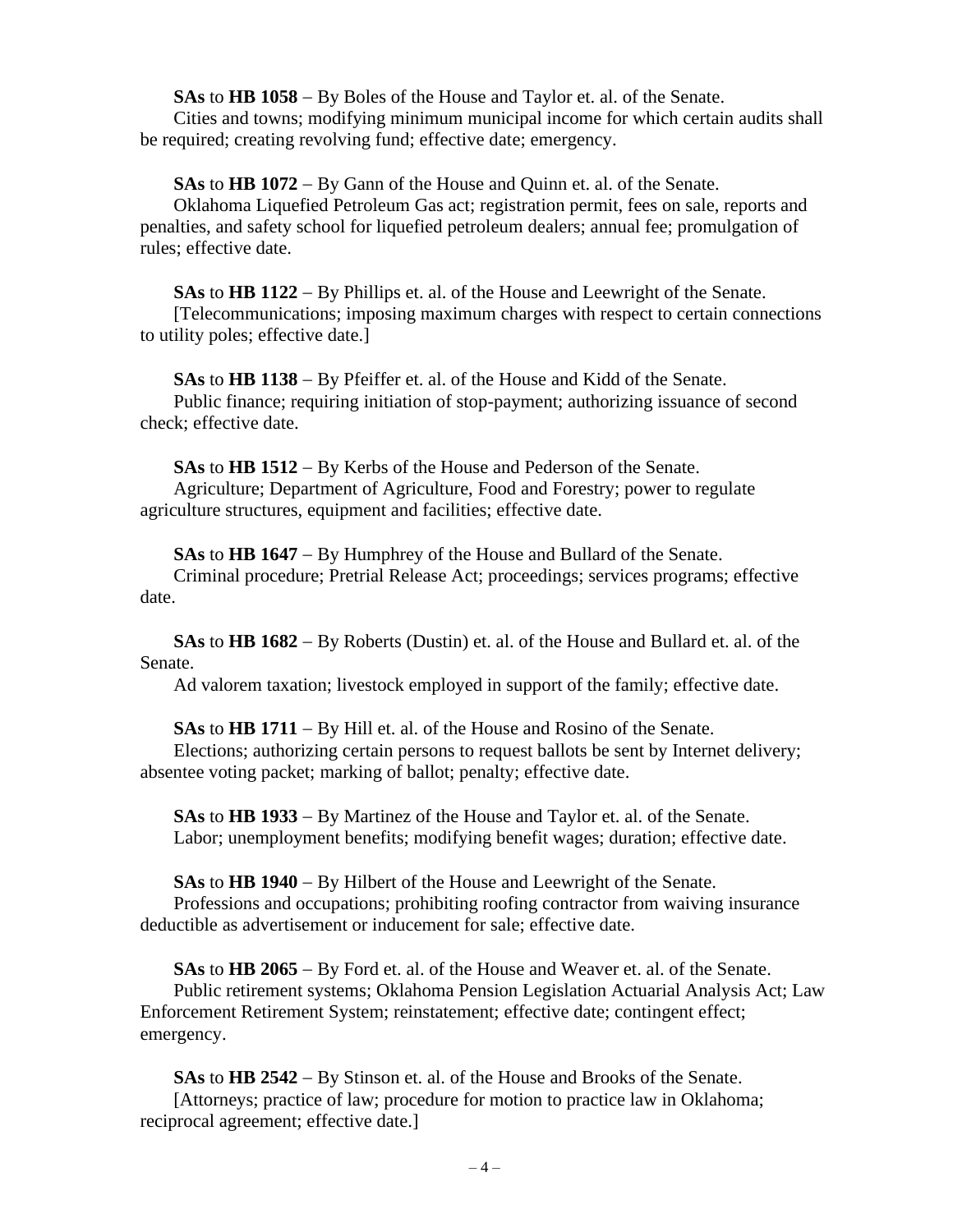**SAs** to **HB 1058** – By Boles of the House and Taylor et. al. of the Senate.
Cities and towns; modifying minimum municipal income for which certain audits shall be required; creating revolving fund; effective date; emergency.

**SAs** to **HB 1072** – By Gann of the House and Quinn et. al. of the Senate.
Oklahoma Liquefied Petroleum Gas act; registration permit, fees on sale, reports and penalties, and safety school for liquefied petroleum dealers; annual fee; promulgation of rules; effective date.

**SAs** to **HB 1122** – By Phillips et. al. of the House and Leewright of the Senate.
[Telecommunications; imposing maximum charges with respect to certain connections to utility poles; effective date.]

**SAs** to **HB 1138** – By Pfeiffer et. al. of the House and Kidd of the Senate.
Public finance; requiring initiation of stop-payment; authorizing issuance of second check; effective date.

**SAs** to **HB 1512** – By Kerbs of the House and Pederson of the Senate.
Agriculture; Department of Agriculture, Food and Forestry; power to regulate agriculture structures, equipment and facilities; effective date.

**SAs** to **HB 1647** – By Humphrey of the House and Bullard of the Senate.
Criminal procedure; Pretrial Release Act; proceedings; services programs; effective date.

**SAs** to **HB 1682** – By Roberts (Dustin) et. al. of the House and Bullard et. al. of the Senate.
Ad valorem taxation; livestock employed in support of the family; effective date.

**SAs** to **HB 1711** – By Hill et. al. of the House and Rosino of the Senate.
Elections; authorizing certain persons to request ballots be sent by Internet delivery; absentee voting packet; marking of ballot; penalty; effective date.

**SAs** to **HB 1933** – By Martinez of the House and Taylor et. al. of the Senate.
Labor; unemployment benefits; modifying benefit wages; duration; effective date.

**SAs** to **HB 1940** – By Hilbert of the House and Leewright of the Senate.
Professions and occupations; prohibiting roofing contractor from waiving insurance deductible as advertisement or inducement for sale; effective date.

**SAs** to **HB 2065** – By Ford et. al. of the House and Weaver et. al. of the Senate.
Public retirement systems; Oklahoma Pension Legislation Actuarial Analysis Act; Law Enforcement Retirement System; reinstatement; effective date; contingent effect; emergency.

**SAs** to **HB 2542** – By Stinson et. al. of the House and Brooks of the Senate.
[Attorneys; practice of law; procedure for motion to practice law in Oklahoma; reciprocal agreement; effective date.]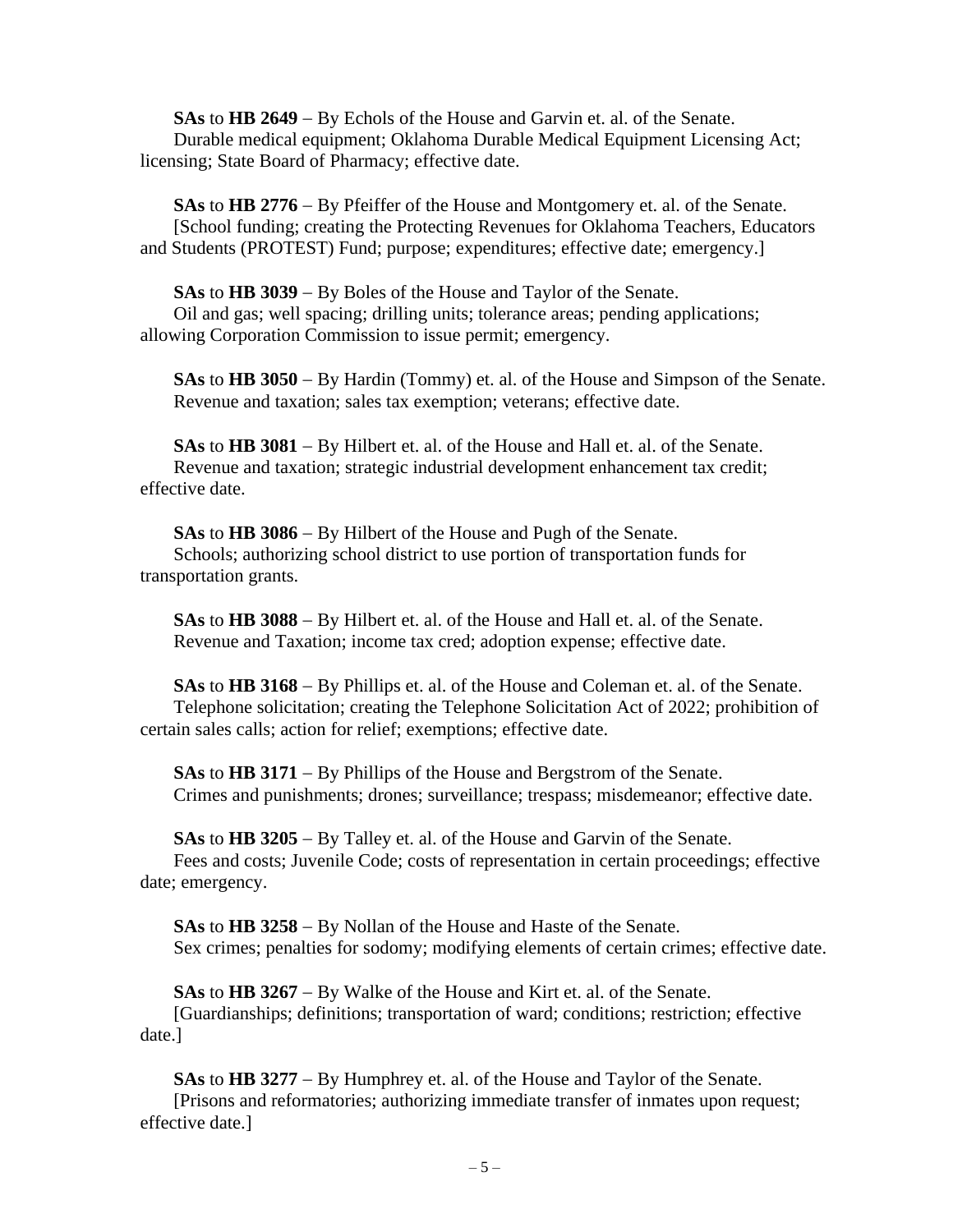**SAs** to **HB 2649** – By Echols of the House and Garvin et. al. of the Senate.
Durable medical equipment; Oklahoma Durable Medical Equipment Licensing Act; licensing; State Board of Pharmacy; effective date.

**SAs** to **HB 2776** – By Pfeiffer of the House and Montgomery et. al. of the Senate.
[School funding; creating the Protecting Revenues for Oklahoma Teachers, Educators and Students (PROTEST) Fund; purpose; expenditures; effective date; emergency.]

**SAs** to **HB 3039** – By Boles of the House and Taylor of the Senate.
Oil and gas; well spacing; drilling units; tolerance areas; pending applications; allowing Corporation Commission to issue permit; emergency.

**SAs** to **HB 3050** – By Hardin (Tommy) et. al. of the House and Simpson of the Senate.
Revenue and taxation; sales tax exemption; veterans; effective date.

**SAs** to **HB 3081** – By Hilbert et. al. of the House and Hall et. al. of the Senate.
Revenue and taxation; strategic industrial development enhancement tax credit; effective date.

**SAs** to **HB 3086** – By Hilbert of the House and Pugh of the Senate.
Schools; authorizing school district to use portion of transportation funds for transportation grants.

**SAs** to **HB 3088** – By Hilbert et. al. of the House and Hall et. al. of the Senate.
Revenue and Taxation; income tax cred; adoption expense; effective date.

**SAs** to **HB 3168** – By Phillips et. al. of the House and Coleman et. al. of the Senate.
Telephone solicitation; creating the Telephone Solicitation Act of 2022; prohibition of certain sales calls; action for relief; exemptions; effective date.

**SAs** to **HB 3171** – By Phillips of the House and Bergstrom of the Senate.
Crimes and punishments; drones; surveillance; trespass; misdemeanor; effective date.

**SAs** to **HB 3205** – By Talley et. al. of the House and Garvin of the Senate.
Fees and costs; Juvenile Code; costs of representation in certain proceedings; effective date; emergency.

**SAs** to **HB 3258** – By Nollan of the House and Haste of the Senate.
Sex crimes; penalties for sodomy; modifying elements of certain crimes; effective date.

**SAs** to **HB 3267** – By Walke of the House and Kirt et. al. of the Senate.
[Guardianships; definitions; transportation of ward; conditions; restriction; effective date.]

**SAs** to **HB 3277** – By Humphrey et. al. of the House and Taylor of the Senate.
[Prisons and reformatories; authorizing immediate transfer of inmates upon request; effective date.]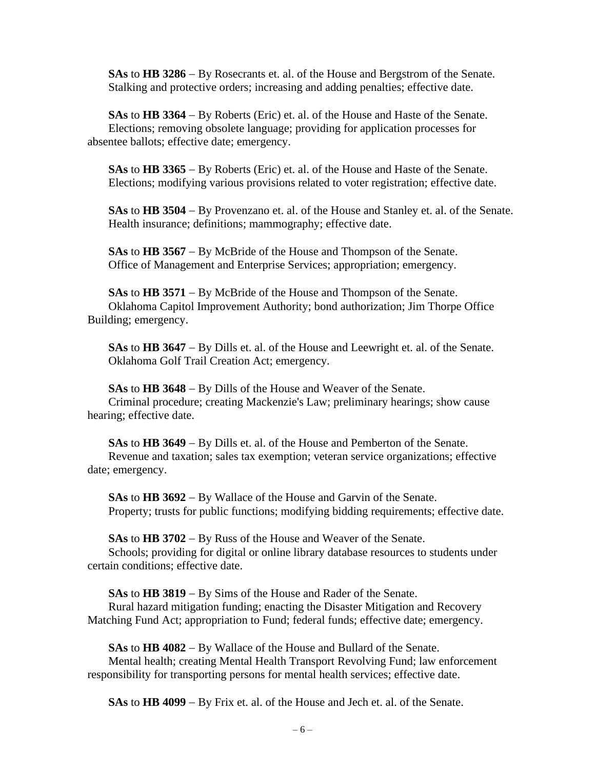**SAs** to **HB 3286** – By Rosecrants et. al. of the House and Bergstrom of the Senate.
Stalking and protective orders; increasing and adding penalties; effective date.

**SAs** to **HB 3364** – By Roberts (Eric) et. al. of the House and Haste of the Senate.
Elections; removing obsolete language; providing for application processes for absentee ballots; effective date; emergency.

**SAs** to **HB 3365** – By Roberts (Eric) et. al. of the House and Haste of the Senate.
Elections; modifying various provisions related to voter registration; effective date.

**SAs** to **HB 3504** – By Provenzano et. al. of the House and Stanley et. al. of the Senate.
Health insurance; definitions; mammography; effective date.

**SAs** to **HB 3567** – By McBride of the House and Thompson of the Senate.
Office of Management and Enterprise Services; appropriation; emergency.

**SAs** to **HB 3571** – By McBride of the House and Thompson of the Senate.
Oklahoma Capitol Improvement Authority; bond authorization; Jim Thorpe Office Building; emergency.

**SAs** to **HB 3647** – By Dills et. al. of the House and Leewright et. al. of the Senate.
Oklahoma Golf Trail Creation Act; emergency.

**SAs** to **HB 3648** – By Dills of the House and Weaver of the Senate.
Criminal procedure; creating Mackenzie's Law; preliminary hearings; show cause hearing; effective date.

**SAs** to **HB 3649** – By Dills et. al. of the House and Pemberton of the Senate.
Revenue and taxation; sales tax exemption; veteran service organizations; effective date; emergency.

**SAs** to **HB 3692** – By Wallace of the House and Garvin of the Senate.
Property; trusts for public functions; modifying bidding requirements; effective date.

**SAs** to **HB 3702** – By Russ of the House and Weaver of the Senate.
Schools; providing for digital or online library database resources to students under certain conditions; effective date.

**SAs** to **HB 3819** – By Sims of the House and Rader of the Senate.
Rural hazard mitigation funding; enacting the Disaster Mitigation and Recovery Matching Fund Act; appropriation to Fund; federal funds; effective date; emergency.

**SAs** to **HB 4082** – By Wallace of the House and Bullard of the Senate.
Mental health; creating Mental Health Transport Revolving Fund; law enforcement responsibility for transporting persons for mental health services; effective date.

**SAs** to **HB 4099** – By Frix et. al. of the House and Jech et. al. of the Senate.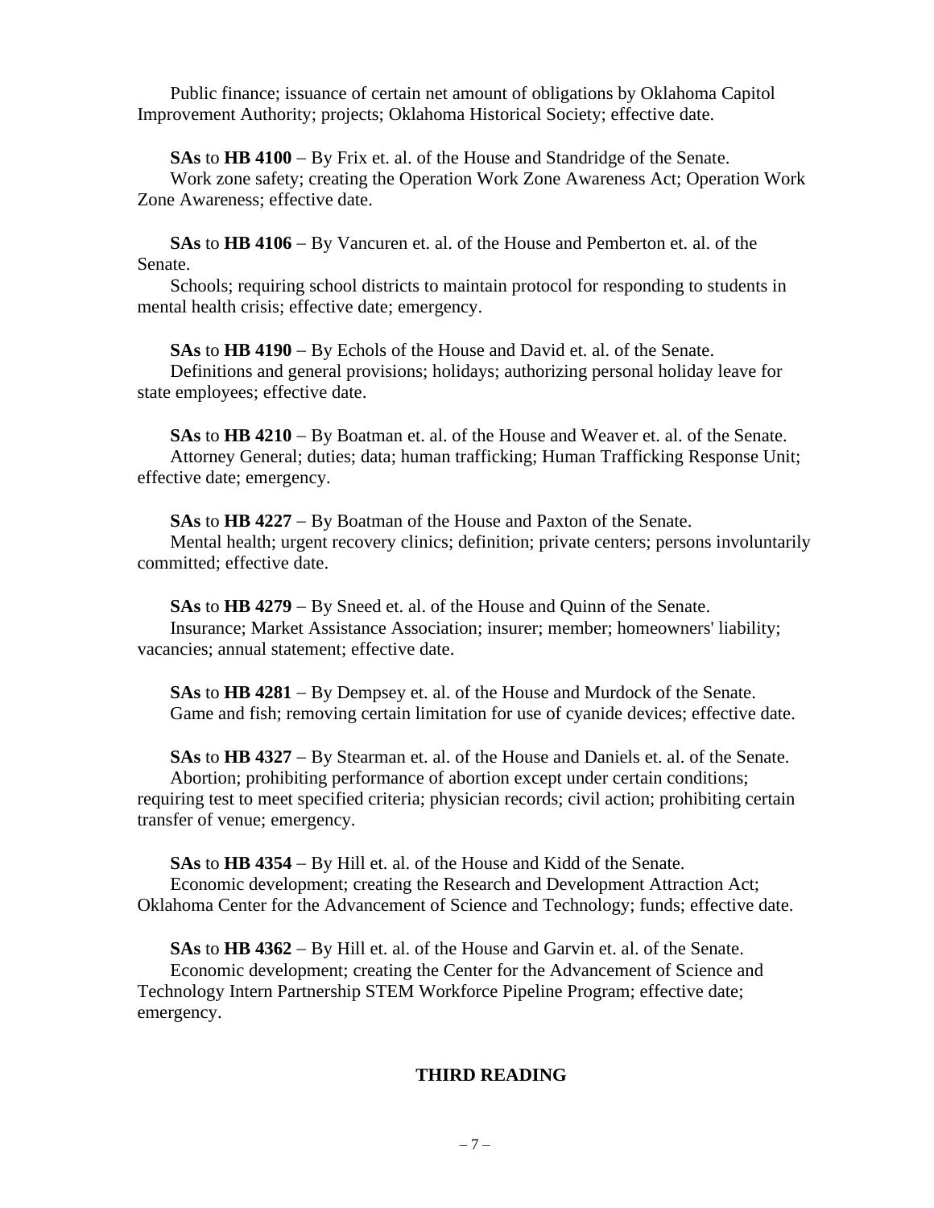Public finance; issuance of certain net amount of obligations by Oklahoma Capitol Improvement Authority; projects; Oklahoma Historical Society; effective date.

**SAs** to **HB 4100** – By Frix et. al. of the House and Standridge of the Senate.
Work zone safety; creating the Operation Work Zone Awareness Act; Operation Work Zone Awareness; effective date.

**SAs** to **HB 4106** – By Vancuren et. al. of the House and Pemberton et. al. of the Senate.
Schools; requiring school districts to maintain protocol for responding to students in mental health crisis; effective date; emergency.

**SAs** to **HB 4190** – By Echols of the House and David et. al. of the Senate.
Definitions and general provisions; holidays; authorizing personal holiday leave for state employees; effective date.

**SAs** to **HB 4210** – By Boatman et. al. of the House and Weaver et. al. of the Senate.
Attorney General; duties; data; human trafficking; Human Trafficking Response Unit; effective date; emergency.

**SAs** to **HB 4227** – By Boatman of the House and Paxton of the Senate.
Mental health; urgent recovery clinics; definition; private centers; persons involuntarily committed; effective date.

**SAs** to **HB 4279** – By Sneed et. al. of the House and Quinn of the Senate.
Insurance; Market Assistance Association; insurer; member; homeowners' liability; vacancies; annual statement; effective date.

**SAs** to **HB 4281** – By Dempsey et. al. of the House and Murdock of the Senate.
Game and fish; removing certain limitation for use of cyanide devices; effective date.

**SAs** to **HB 4327** – By Stearman et. al. of the House and Daniels et. al. of the Senate.
Abortion; prohibiting performance of abortion except under certain conditions; requiring test to meet specified criteria; physician records; civil action; prohibiting certain transfer of venue; emergency.

**SAs** to **HB 4354** – By Hill et. al. of the House and Kidd of the Senate.
Economic development; creating the Research and Development Attraction Act; Oklahoma Center for the Advancement of Science and Technology; funds; effective date.

**SAs** to **HB 4362** – By Hill et. al. of the House and Garvin et. al. of the Senate.
Economic development; creating the Center for the Advancement of Science and Technology Intern Partnership STEM Workforce Pipeline Program; effective date; emergency.

## THIRD READING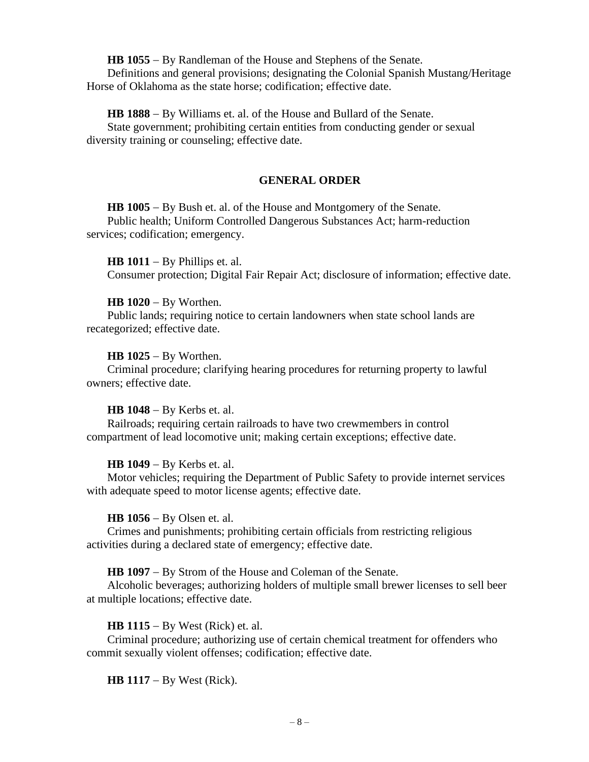**HB 1055** – By Randleman of the House and Stephens of the Senate.
Definitions and general provisions; designating the Colonial Spanish Mustang/Heritage Horse of Oklahoma as the state horse; codification; effective date.

**HB 1888** – By Williams et. al. of the House and Bullard of the Senate.
State government; prohibiting certain entities from conducting gender or sexual diversity training or counseling; effective date.

## GENERAL ORDER

**HB 1005** – By Bush et. al. of the House and Montgomery of the Senate.
Public health; Uniform Controlled Dangerous Substances Act; harm-reduction services; codification; emergency.

**HB 1011** – By Phillips et. al.
Consumer protection; Digital Fair Repair Act; disclosure of information; effective date.

**HB 1020** – By Worthen.
Public lands; requiring notice to certain landowners when state school lands are recategorized; effective date.

**HB 1025** – By Worthen.
Criminal procedure; clarifying hearing procedures for returning property to lawful owners; effective date.

**HB 1048** – By Kerbs et. al.
Railroads; requiring certain railroads to have two crewmembers in control compartment of lead locomotive unit; making certain exceptions; effective date.

**HB 1049** – By Kerbs et. al.
Motor vehicles; requiring the Department of Public Safety to provide internet services with adequate speed to motor license agents; effective date.

**HB 1056** – By Olsen et. al.
Crimes and punishments; prohibiting certain officials from restricting religious activities during a declared state of emergency; effective date.

**HB 1097** – By Strom of the House and Coleman of the Senate.
Alcoholic beverages; authorizing holders of multiple small brewer licenses to sell beer at multiple locations; effective date.

**HB 1115** – By West (Rick) et. al.
Criminal procedure; authorizing use of certain chemical treatment for offenders who commit sexually violent offenses; codification; effective date.

**HB 1117** – By West (Rick).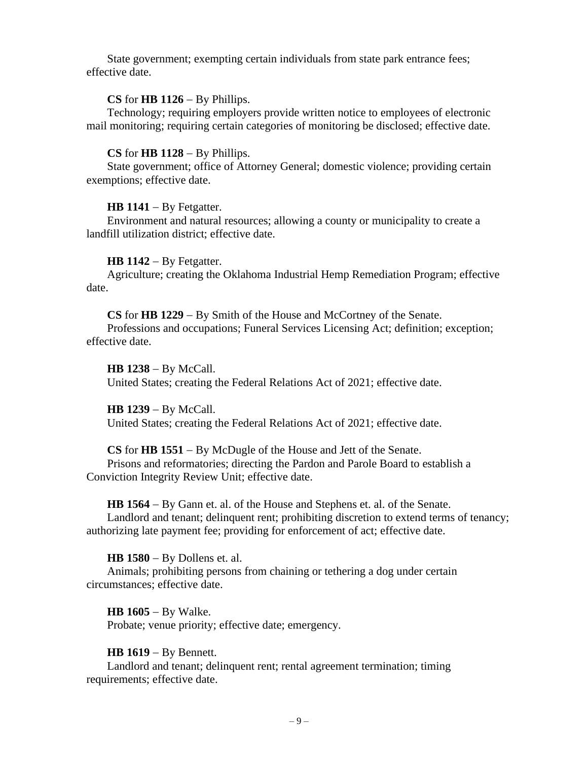State government; exempting certain individuals from state park entrance fees; effective date.

**CS** for **HB 1126** – By Phillips.

Technology; requiring employers provide written notice to employees of electronic mail monitoring; requiring certain categories of monitoring be disclosed; effective date.

**CS** for **HB 1128** – By Phillips.

State government; office of Attorney General; domestic violence; providing certain exemptions; effective date.

**HB 1141** – By Fetgatter.

Environment and natural resources; allowing a county or municipality to create a landfill utilization district; effective date.

**HB 1142** – By Fetgatter.

Agriculture; creating the Oklahoma Industrial Hemp Remediation Program; effective date.

**CS** for **HB 1229** – By Smith of the House and McCortney of the Senate.

Professions and occupations; Funeral Services Licensing Act; definition; exception; effective date.

**HB 1238** – By McCall.

United States; creating the Federal Relations Act of 2021; effective date.

**HB 1239** – By McCall.

United States; creating the Federal Relations Act of 2021; effective date.

**CS** for **HB 1551** – By McDugle of the House and Jett of the Senate.

Prisons and reformatories; directing the Pardon and Parole Board to establish a Conviction Integrity Review Unit; effective date.

**HB 1564** – By Gann et. al. of the House and Stephens et. al. of the Senate.

Landlord and tenant; delinquent rent; prohibiting discretion to extend terms of tenancy; authorizing late payment fee; providing for enforcement of act; effective date.

**HB 1580** – By Dollens et. al.

Animals; prohibiting persons from chaining or tethering a dog under certain circumstances; effective date.

**HB 1605** – By Walke.

Probate; venue priority; effective date; emergency.

**HB 1619** – By Bennett.

Landlord and tenant; delinquent rent; rental agreement termination; timing requirements; effective date.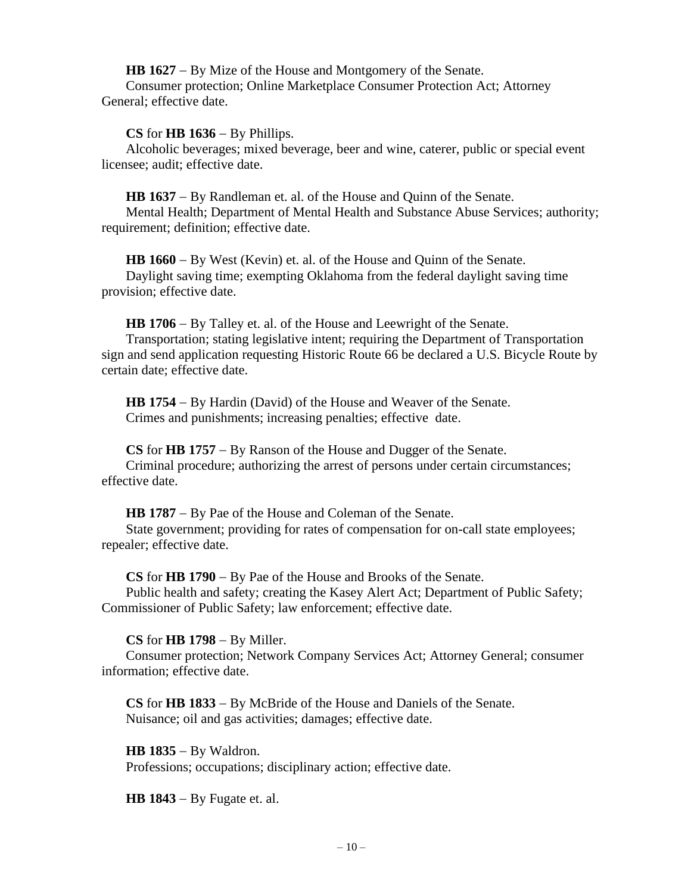**HB 1627** – By Mize of the House and Montgomery of the Senate.
Consumer protection; Online Marketplace Consumer Protection Act; Attorney General; effective date.

**CS** for **HB 1636** – By Phillips.
Alcoholic beverages; mixed beverage, beer and wine, caterer, public or special event licensee; audit; effective date.

**HB 1637** – By Randleman et. al. of the House and Quinn of the Senate.
Mental Health; Department of Mental Health and Substance Abuse Services; authority; requirement; definition; effective date.

**HB 1660** – By West (Kevin) et. al. of the House and Quinn of the Senate.
Daylight saving time; exempting Oklahoma from the federal daylight saving time provision; effective date.

**HB 1706** – By Talley et. al. of the House and Leewright of the Senate.
Transportation; stating legislative intent; requiring the Department of Transportation sign and send application requesting Historic Route 66 be declared a U.S. Bicycle Route by certain date; effective date.

**HB 1754** – By Hardin (David) of the House and Weaver of the Senate.
Crimes and punishments; increasing penalties; effective date.

**CS** for **HB 1757** – By Ranson of the House and Dugger of the Senate.
Criminal procedure; authorizing the arrest of persons under certain circumstances; effective date.

**HB 1787** – By Pae of the House and Coleman of the Senate.
State government; providing for rates of compensation for on-call state employees; repealer; effective date.

**CS** for **HB 1790** – By Pae of the House and Brooks of the Senate.
Public health and safety; creating the Kasey Alert Act; Department of Public Safety; Commissioner of Public Safety; law enforcement; effective date.

**CS** for **HB 1798** – By Miller.
Consumer protection; Network Company Services Act; Attorney General; consumer information; effective date.

**CS** for **HB 1833** – By McBride of the House and Daniels of the Senate.
Nuisance; oil and gas activities; damages; effective date.

**HB 1835** – By Waldron.
Professions; occupations; disciplinary action; effective date.

**HB 1843** – By Fugate et. al.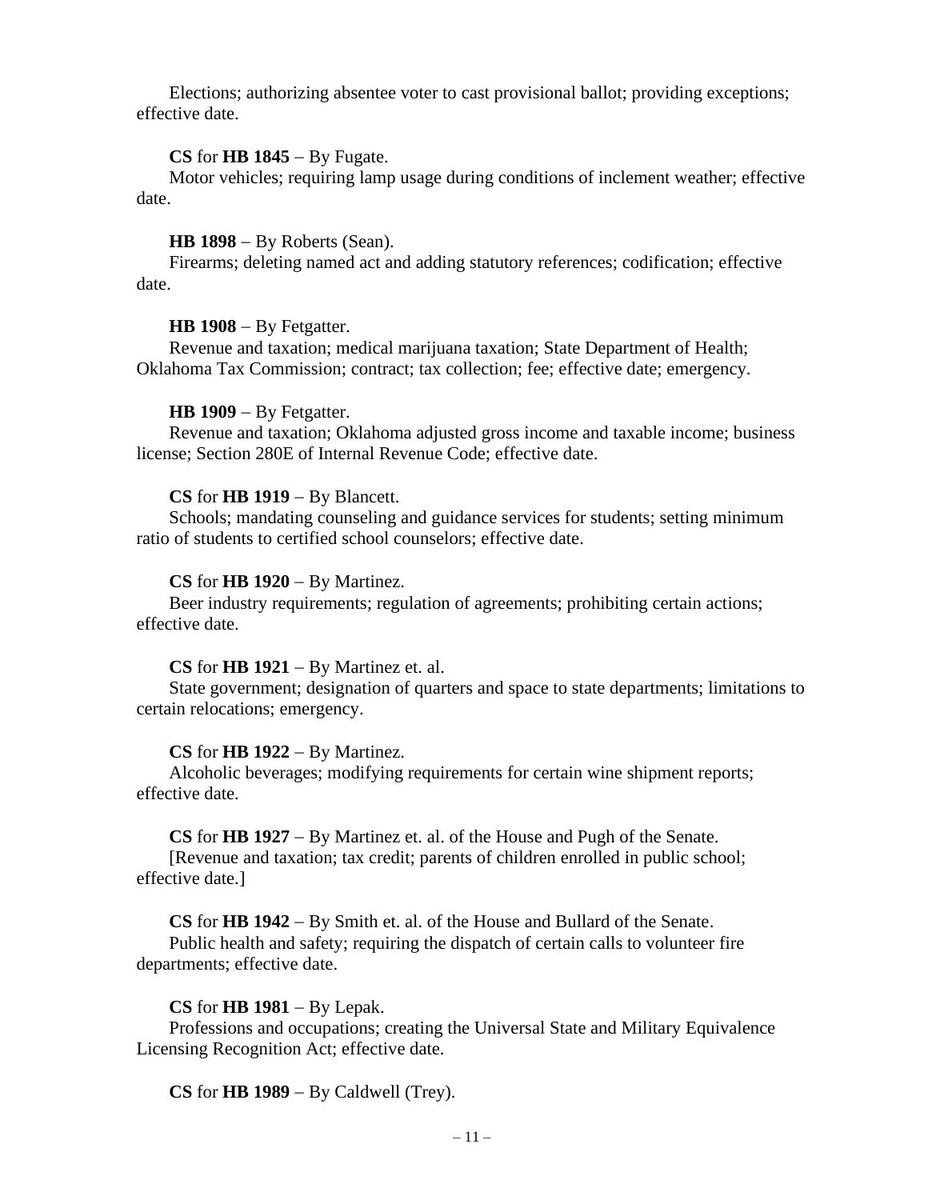Elections; authorizing absentee voter to cast provisional ballot; providing exceptions; effective date.

**CS** for **HB 1845** – By Fugate.
Motor vehicles; requiring lamp usage during conditions of inclement weather; effective date.

**HB 1898** – By Roberts (Sean).
Firearms; deleting named act and adding statutory references; codification; effective date.

**HB 1908** – By Fetgatter.
Revenue and taxation; medical marijuana taxation; State Department of Health; Oklahoma Tax Commission; contract; tax collection; fee; effective date; emergency.

**HB 1909** – By Fetgatter.
Revenue and taxation; Oklahoma adjusted gross income and taxable income; business license; Section 280E of Internal Revenue Code; effective date.

**CS** for **HB 1919** – By Blancett.
Schools; mandating counseling and guidance services for students; setting minimum ratio of students to certified school counselors; effective date.

**CS** for **HB 1920** – By Martinez.
Beer industry requirements; regulation of agreements; prohibiting certain actions; effective date.

**CS** for **HB 1921** – By Martinez et. al.
State government; designation of quarters and space to state departments; limitations to certain relocations; emergency.

**CS** for **HB 1922** – By Martinez.
Alcoholic beverages; modifying requirements for certain wine shipment reports; effective date.

**CS** for **HB 1927** – By Martinez et. al. of the House and Pugh of the Senate.
[Revenue and taxation; tax credit; parents of children enrolled in public school; effective date.]

**CS** for **HB 1942** – By Smith et. al. of the House and Bullard of the Senate.
Public health and safety; requiring the dispatch of certain calls to volunteer fire departments; effective date.

**CS** for **HB 1981** – By Lepak.
Professions and occupations; creating the Universal State and Military Equivalence Licensing Recognition Act; effective date.

**CS** for **HB 1989** – By Caldwell (Trey).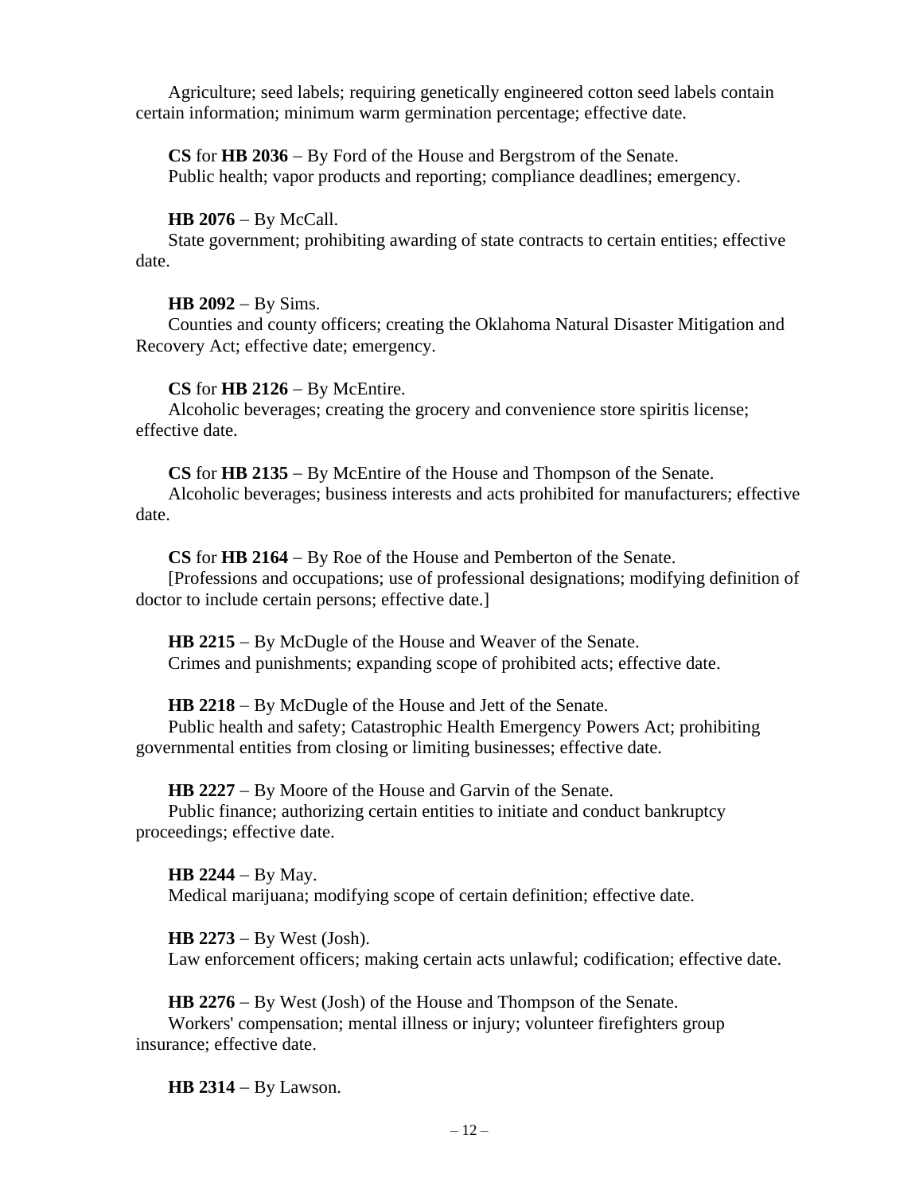Agriculture; seed labels; requiring genetically engineered cotton seed labels contain certain information; minimum warm germination percentage; effective date.

**CS** for **HB 2036** − By Ford of the House and Bergstrom of the Senate.
Public health; vapor products and reporting; compliance deadlines; emergency.

**HB 2076** − By McCall.
State government; prohibiting awarding of state contracts to certain entities; effective date.

**HB 2092** − By Sims.
Counties and county officers; creating the Oklahoma Natural Disaster Mitigation and Recovery Act; effective date; emergency.

**CS** for **HB 2126** − By McEntire.
Alcoholic beverages; creating the grocery and convenience store spiritis license; effective date.

**CS** for **HB 2135** − By McEntire of the House and Thompson of the Senate.
Alcoholic beverages; business interests and acts prohibited for manufacturers; effective date.

**CS** for **HB 2164** − By Roe of the House and Pemberton of the Senate.
[Professions and occupations; use of professional designations; modifying definition of doctor to include certain persons; effective date.]

**HB 2215** − By McDugle of the House and Weaver of the Senate.
Crimes and punishments; expanding scope of prohibited acts; effective date.

**HB 2218** − By McDugle of the House and Jett of the Senate.
Public health and safety; Catastrophic Health Emergency Powers Act; prohibiting governmental entities from closing or limiting businesses; effective date.

**HB 2227** − By Moore of the House and Garvin of the Senate.
Public finance; authorizing certain entities to initiate and conduct bankruptcy proceedings; effective date.

**HB 2244** − By May.
Medical marijuana; modifying scope of certain definition; effective date.

**HB 2273** − By West (Josh).
Law enforcement officers; making certain acts unlawful; codification; effective date.

**HB 2276** − By West (Josh) of the House and Thompson of the Senate.
Workers' compensation; mental illness or injury; volunteer firefighters group insurance; effective date.

**HB 2314** − By Lawson.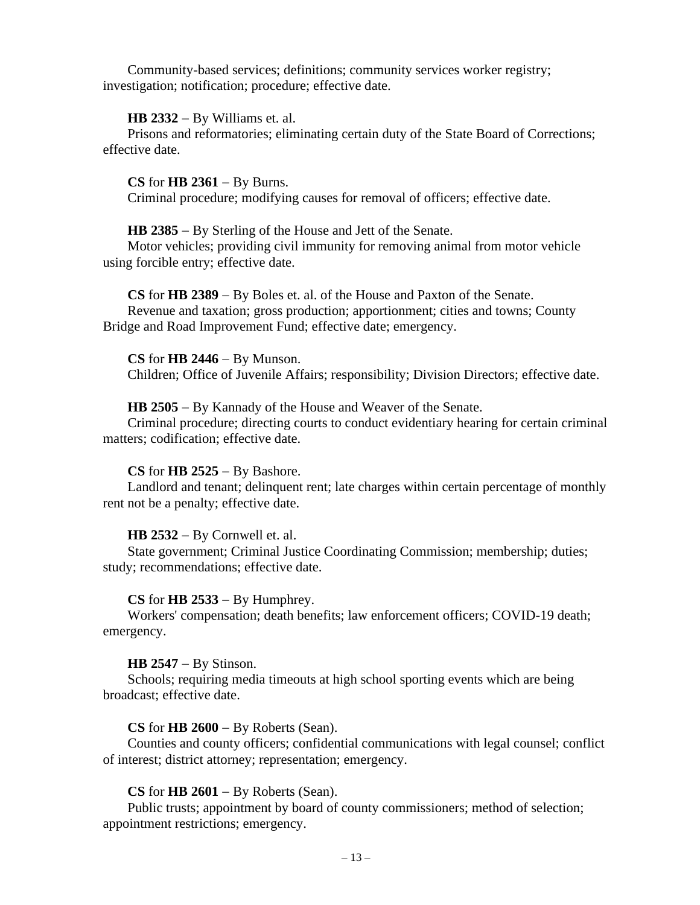Community-based services; definitions; community services worker registry; investigation; notification; procedure; effective date.

**HB 2332** − By Williams et. al.
Prisons and reformatories; eliminating certain duty of the State Board of Corrections; effective date.

**CS** for **HB 2361** − By Burns.
Criminal procedure; modifying causes for removal of officers; effective date.

**HB 2385** − By Sterling of the House and Jett of the Senate.
Motor vehicles; providing civil immunity for removing animal from motor vehicle using forcible entry; effective date.

**CS** for **HB 2389** − By Boles et. al. of the House and Paxton of the Senate.
Revenue and taxation; gross production; apportionment; cities and towns; County Bridge and Road Improvement Fund; effective date; emergency.

**CS** for **HB 2446** − By Munson.
Children; Office of Juvenile Affairs; responsibility; Division Directors; effective date.

**HB 2505** − By Kannady of the House and Weaver of the Senate.
Criminal procedure; directing courts to conduct evidentiary hearing for certain criminal matters; codification; effective date.

**CS** for **HB 2525** − By Bashore.
Landlord and tenant; delinquent rent; late charges within certain percentage of monthly rent not be a penalty; effective date.

**HB 2532** − By Cornwell et. al.
State government; Criminal Justice Coordinating Commission; membership; duties; study; recommendations; effective date.

**CS** for **HB 2533** − By Humphrey.
Workers' compensation; death benefits; law enforcement officers; COVID-19 death; emergency.

**HB 2547** − By Stinson.
Schools; requiring media timeouts at high school sporting events which are being broadcast; effective date.

**CS** for **HB 2600** − By Roberts (Sean).
Counties and county officers; confidential communications with legal counsel; conflict of interest; district attorney; representation; emergency.

**CS** for **HB 2601** − By Roberts (Sean).
Public trusts; appointment by board of county commissioners; method of selection; appointment restrictions; emergency.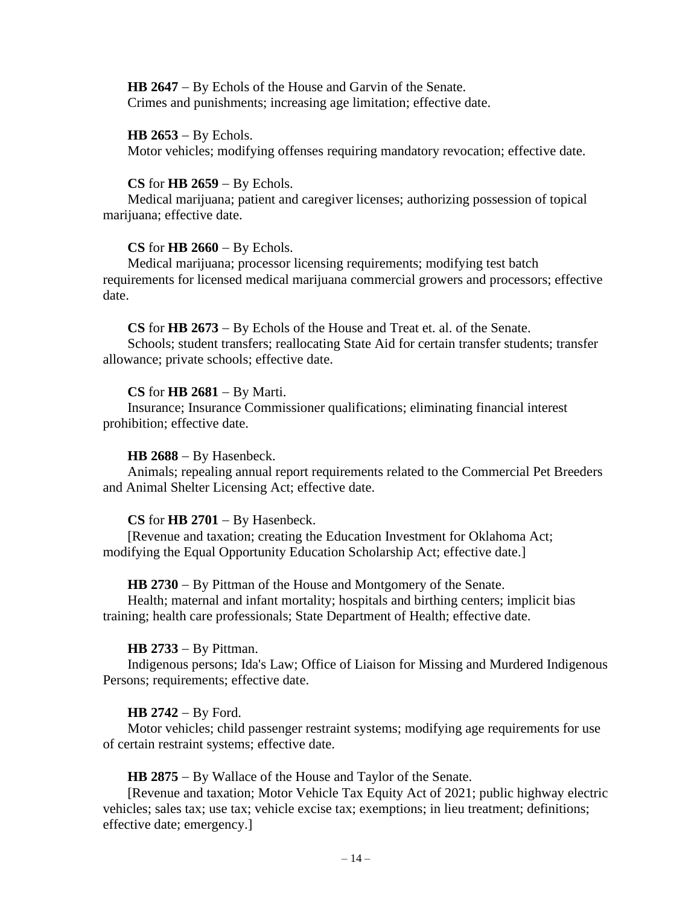**HB 2647** – By Echols of the House and Garvin of the Senate.
Crimes and punishments; increasing age limitation; effective date.

**HB 2653** – By Echols.
Motor vehicles; modifying offenses requiring mandatory revocation; effective date.

**CS** for **HB 2659** – By Echols.
Medical marijuana; patient and caregiver licenses; authorizing possession of topical marijuana; effective date.

**CS** for **HB 2660** – By Echols.
Medical marijuana; processor licensing requirements; modifying test batch requirements for licensed medical marijuana commercial growers and processors; effective date.

**CS** for **HB 2673** – By Echols of the House and Treat et. al. of the Senate.
Schools; student transfers; reallocating State Aid for certain transfer students; transfer allowance; private schools; effective date.

**CS** for **HB 2681** – By Marti.
Insurance; Insurance Commissioner qualifications; eliminating financial interest prohibition; effective date.

**HB 2688** – By Hasenbeck.
Animals; repealing annual report requirements related to the Commercial Pet Breeders and Animal Shelter Licensing Act; effective date.

**CS** for **HB 2701** – By Hasenbeck.
[Revenue and taxation; creating the Education Investment for Oklahoma Act; modifying the Equal Opportunity Education Scholarship Act; effective date.]

**HB 2730** – By Pittman of the House and Montgomery of the Senate.
Health; maternal and infant mortality; hospitals and birthing centers; implicit bias training; health care professionals; State Department of Health; effective date.

**HB 2733** – By Pittman.
Indigenous persons; Ida's Law; Office of Liaison for Missing and Murdered Indigenous Persons; requirements; effective date.

**HB 2742** – By Ford.
Motor vehicles; child passenger restraint systems; modifying age requirements for use of certain restraint systems; effective date.

**HB 2875** – By Wallace of the House and Taylor of the Senate.
[Revenue and taxation; Motor Vehicle Tax Equity Act of 2021; public highway electric vehicles; sales tax; use tax; vehicle excise tax; exemptions; in lieu treatment; definitions; effective date; emergency.]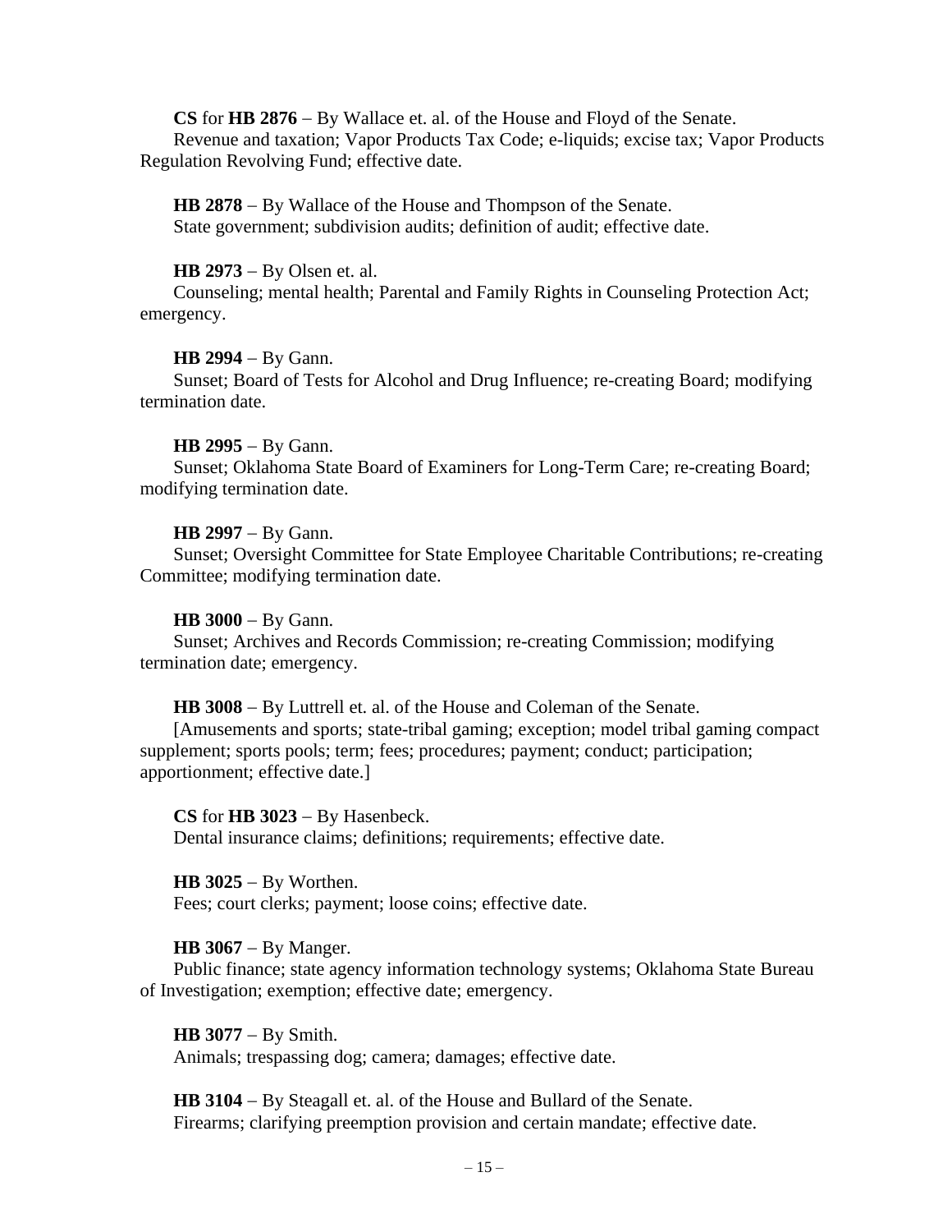**CS** for **HB 2876** – By Wallace et. al. of the House and Floyd of the Senate.
Revenue and taxation; Vapor Products Tax Code; e-liquids; excise tax; Vapor Products Regulation Revolving Fund; effective date.

**HB 2878** – By Wallace of the House and Thompson of the Senate.
State government; subdivision audits; definition of audit; effective date.

**HB 2973** – By Olsen et. al.
Counseling; mental health; Parental and Family Rights in Counseling Protection Act; emergency.

**HB 2994** – By Gann.
Sunset; Board of Tests for Alcohol and Drug Influence; re-creating Board; modifying termination date.

**HB 2995** – By Gann.
Sunset; Oklahoma State Board of Examiners for Long-Term Care; re-creating Board; modifying termination date.

**HB 2997** – By Gann.
Sunset; Oversight Committee for State Employee Charitable Contributions; re-creating Committee; modifying termination date.

**HB 3000** – By Gann.
Sunset; Archives and Records Commission; re-creating Commission; modifying termination date; emergency.

**HB 3008** – By Luttrell et. al. of the House and Coleman of the Senate.
[Amusements and sports; state-tribal gaming; exception; model tribal gaming compact supplement; sports pools; term; fees; procedures; payment; conduct; participation; apportionment; effective date.]

**CS** for **HB 3023** – By Hasenbeck.
Dental insurance claims; definitions; requirements; effective date.

**HB 3025** – By Worthen.
Fees; court clerks; payment; loose coins; effective date.

**HB 3067** – By Manger.
Public finance; state agency information technology systems; Oklahoma State Bureau of Investigation; exemption; effective date; emergency.

**HB 3077** – By Smith.
Animals; trespassing dog; camera; damages; effective date.

**HB 3104** – By Steagall et. al. of the House and Bullard of the Senate.
Firearms; clarifying preemption provision and certain mandate; effective date.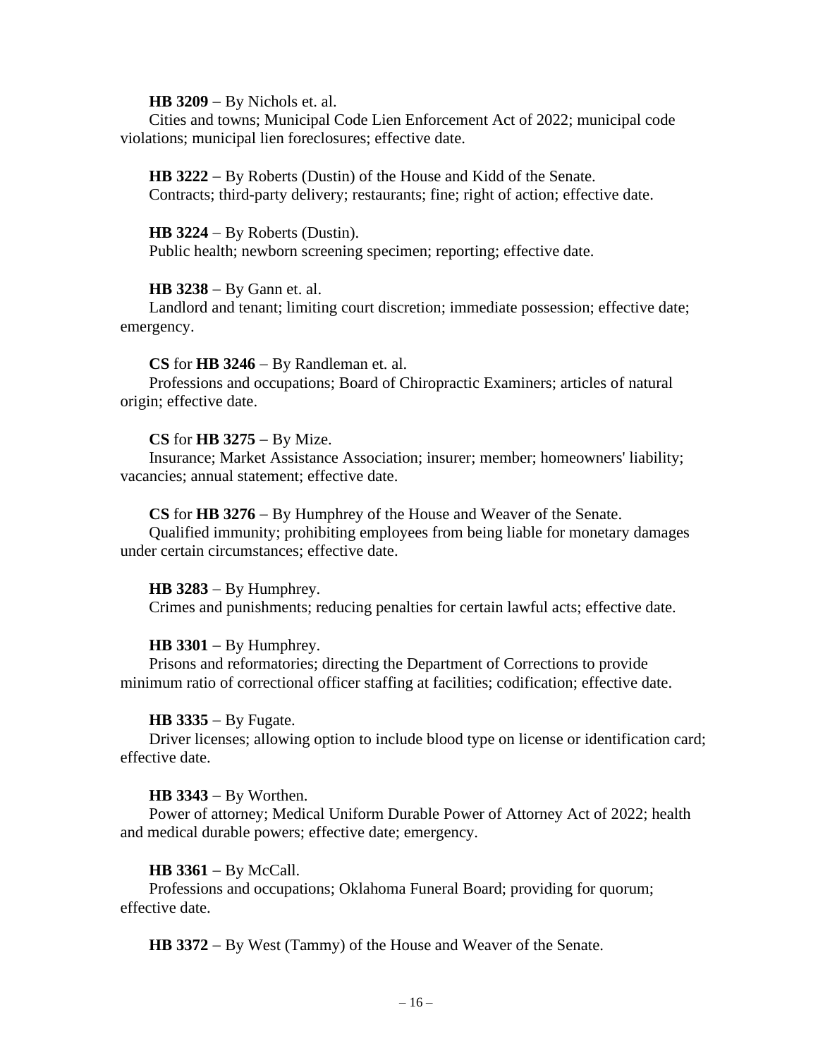**HB 3209** – By Nichols et. al.

Cities and towns; Municipal Code Lien Enforcement Act of 2022; municipal code violations; municipal lien foreclosures; effective date.

**HB 3222** – By Roberts (Dustin) of the House and Kidd of the Senate.

Contracts; third-party delivery; restaurants; fine; right of action; effective date.

**HB 3224** – By Roberts (Dustin).

Public health; newborn screening specimen; reporting; effective date.

**HB 3238** – By Gann et. al.

Landlord and tenant; limiting court discretion; immediate possession; effective date; emergency.

**CS** for **HB 3246** – By Randleman et. al.

Professions and occupations; Board of Chiropractic Examiners; articles of natural origin; effective date.

**CS** for **HB 3275** – By Mize.

Insurance; Market Assistance Association; insurer; member; homeowners' liability; vacancies; annual statement; effective date.

**CS** for **HB 3276** – By Humphrey of the House and Weaver of the Senate.

Qualified immunity; prohibiting employees from being liable for monetary damages under certain circumstances; effective date.

**HB 3283** – By Humphrey.

Crimes and punishments; reducing penalties for certain lawful acts; effective date.

**HB 3301** – By Humphrey.

Prisons and reformatories; directing the Department of Corrections to provide minimum ratio of correctional officer staffing at facilities; codification; effective date.

**HB 3335** – By Fugate.

Driver licenses; allowing option to include blood type on license or identification card; effective date.

**HB 3343** – By Worthen.

Power of attorney; Medical Uniform Durable Power of Attorney Act of 2022; health and medical durable powers; effective date; emergency.

**HB 3361** – By McCall.

Professions and occupations; Oklahoma Funeral Board; providing for quorum; effective date.

**HB 3372** – By West (Tammy) of the House and Weaver of the Senate.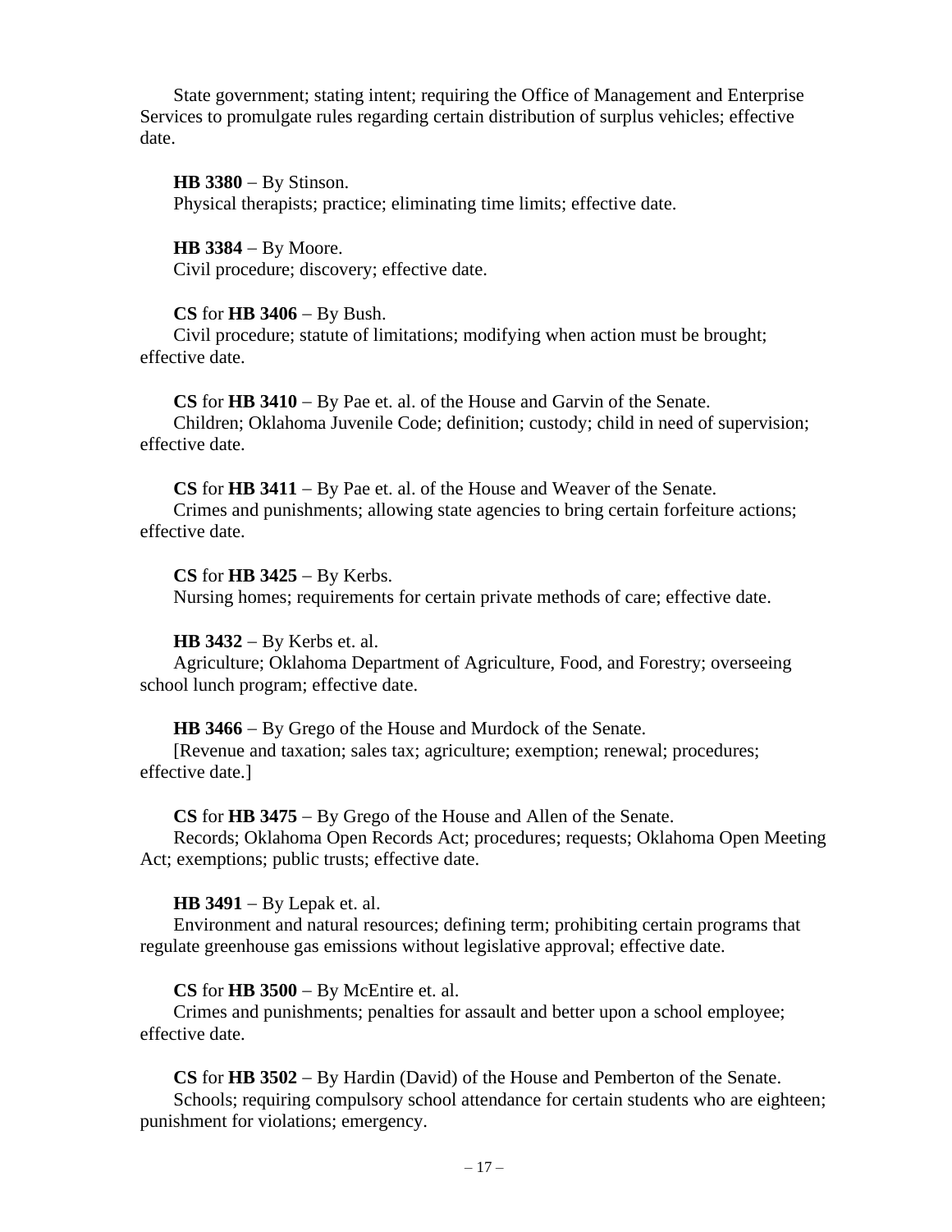State government; stating intent; requiring the Office of Management and Enterprise Services to promulgate rules regarding certain distribution of surplus vehicles; effective date.

**HB 3380** – By Stinson.
Physical therapists; practice; eliminating time limits; effective date.

**HB 3384** – By Moore.
Civil procedure; discovery; effective date.

**CS** for **HB 3406** – By Bush.
Civil procedure; statute of limitations; modifying when action must be brought; effective date.

**CS** for **HB 3410** – By Pae et. al. of the House and Garvin of the Senate.
Children; Oklahoma Juvenile Code; definition; custody; child in need of supervision; effective date.

**CS** for **HB 3411** – By Pae et. al. of the House and Weaver of the Senate.
Crimes and punishments; allowing state agencies to bring certain forfeiture actions; effective date.

**CS** for **HB 3425** – By Kerbs.
Nursing homes; requirements for certain private methods of care; effective date.

**HB 3432** – By Kerbs et. al.
Agriculture; Oklahoma Department of Agriculture, Food, and Forestry; overseeing school lunch program; effective date.

**HB 3466** – By Grego of the House and Murdock of the Senate.
[Revenue and taxation; sales tax; agriculture; exemption; renewal; procedures; effective date.]

**CS** for **HB 3475** – By Grego of the House and Allen of the Senate.
Records; Oklahoma Open Records Act; procedures; requests; Oklahoma Open Meeting Act; exemptions; public trusts; effective date.

**HB 3491** – By Lepak et. al.
Environment and natural resources; defining term; prohibiting certain programs that regulate greenhouse gas emissions without legislative approval; effective date.

**CS** for **HB 3500** – By McEntire et. al.
Crimes and punishments; penalties for assault and better upon a school employee; effective date.

**CS** for **HB 3502** – By Hardin (David) of the House and Pemberton of the Senate.
Schools; requiring compulsory school attendance for certain students who are eighteen; punishment for violations; emergency.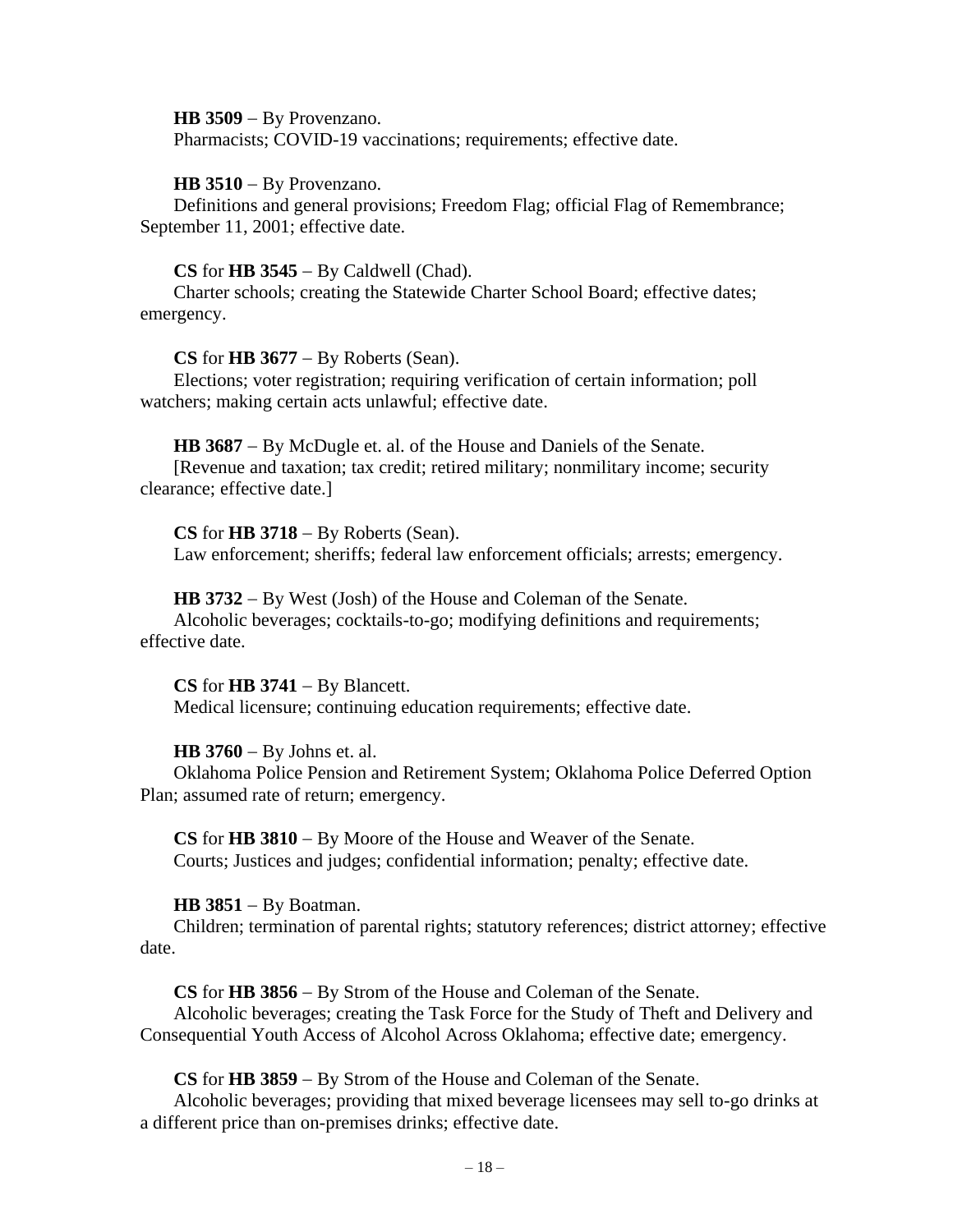**HB 3509** − By Provenzano.
Pharmacists; COVID-19 vaccinations; requirements; effective date.

**HB 3510** − By Provenzano.
Definitions and general provisions; Freedom Flag; official Flag of Remembrance; September 11, 2001; effective date.

**CS** for **HB 3545** − By Caldwell (Chad).
Charter schools; creating the Statewide Charter School Board; effective dates; emergency.

**CS** for **HB 3677** − By Roberts (Sean).
Elections; voter registration; requiring verification of certain information; poll watchers; making certain acts unlawful; effective date.

**HB 3687** − By McDugle et. al. of the House and Daniels of the Senate.
[Revenue and taxation; tax credit; retired military; nonmilitary income; security clearance; effective date.]

**CS** for **HB 3718** − By Roberts (Sean).
Law enforcement; sheriffs; federal law enforcement officials; arrests; emergency.

**HB 3732** − By West (Josh) of the House and Coleman of the Senate.
Alcoholic beverages; cocktails-to-go; modifying definitions and requirements; effective date.

**CS** for **HB 3741** − By Blancett.
Medical licensure; continuing education requirements; effective date.

**HB 3760** − By Johns et. al.
Oklahoma Police Pension and Retirement System; Oklahoma Police Deferred Option Plan; assumed rate of return; emergency.

**CS** for **HB 3810** − By Moore of the House and Weaver of the Senate.
Courts; Justices and judges; confidential information; penalty; effective date.

**HB 3851** − By Boatman.
Children; termination of parental rights; statutory references; district attorney; effective date.

**CS** for **HB 3856** − By Strom of the House and Coleman of the Senate.
Alcoholic beverages; creating the Task Force for the Study of Theft and Delivery and Consequential Youth Access of Alcohol Across Oklahoma; effective date; emergency.

**CS** for **HB 3859** − By Strom of the House and Coleman of the Senate.
Alcoholic beverages; providing that mixed beverage licensees may sell to-go drinks at a different price than on-premises drinks; effective date.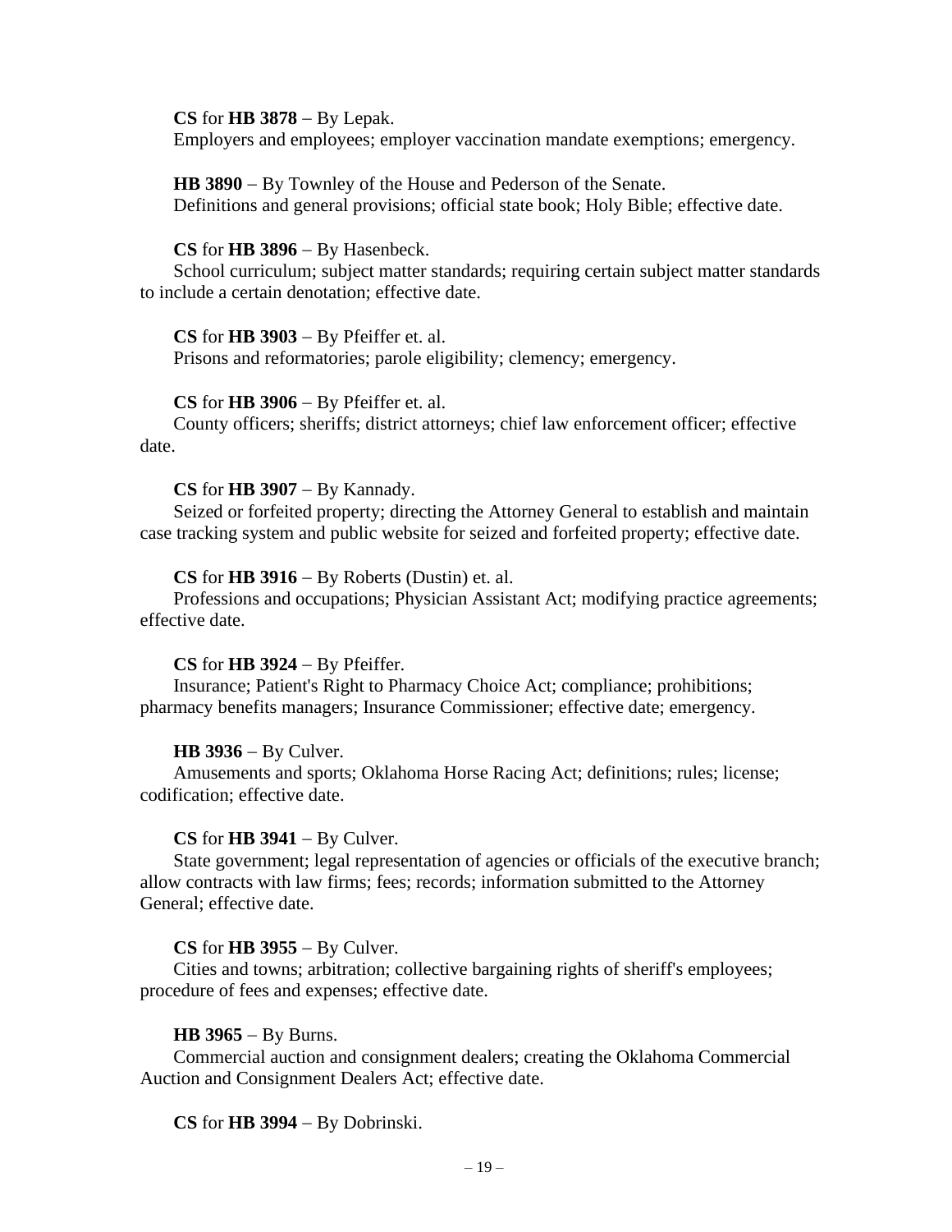**CS** for **HB 3878** – By Lepak.
Employers and employees; employer vaccination mandate exemptions; emergency.

**HB 3890** – By Townley of the House and Pederson of the Senate.
Definitions and general provisions; official state book; Holy Bible; effective date.

**CS** for **HB 3896** – By Hasenbeck.
School curriculum; subject matter standards; requiring certain subject matter standards to include a certain denotation; effective date.

**CS** for **HB 3903** – By Pfeiffer et. al.
Prisons and reformatories; parole eligibility; clemency; emergency.

**CS** for **HB 3906** – By Pfeiffer et. al.
County officers; sheriffs; district attorneys; chief law enforcement officer; effective date.

**CS** for **HB 3907** – By Kannady.
Seized or forfeited property; directing the Attorney General to establish and maintain case tracking system and public website for seized and forfeited property; effective date.

**CS** for **HB 3916** – By Roberts (Dustin) et. al.
Professions and occupations; Physician Assistant Act; modifying practice agreements; effective date.

**CS** for **HB 3924** – By Pfeiffer.
Insurance; Patient's Right to Pharmacy Choice Act; compliance; prohibitions; pharmacy benefits managers; Insurance Commissioner; effective date; emergency.

**HB 3936** – By Culver.
Amusements and sports; Oklahoma Horse Racing Act; definitions; rules; license; codification; effective date.

**CS** for **HB 3941** – By Culver.
State government; legal representation of agencies or officials of the executive branch; allow contracts with law firms; fees; records; information submitted to the Attorney General; effective date.

**CS** for **HB 3955** – By Culver.
Cities and towns; arbitration; collective bargaining rights of sheriff's employees; procedure of fees and expenses; effective date.

**HB 3965** – By Burns.
Commercial auction and consignment dealers; creating the Oklahoma Commercial Auction and Consignment Dealers Act; effective date.

**CS** for **HB 3994** – By Dobrinski.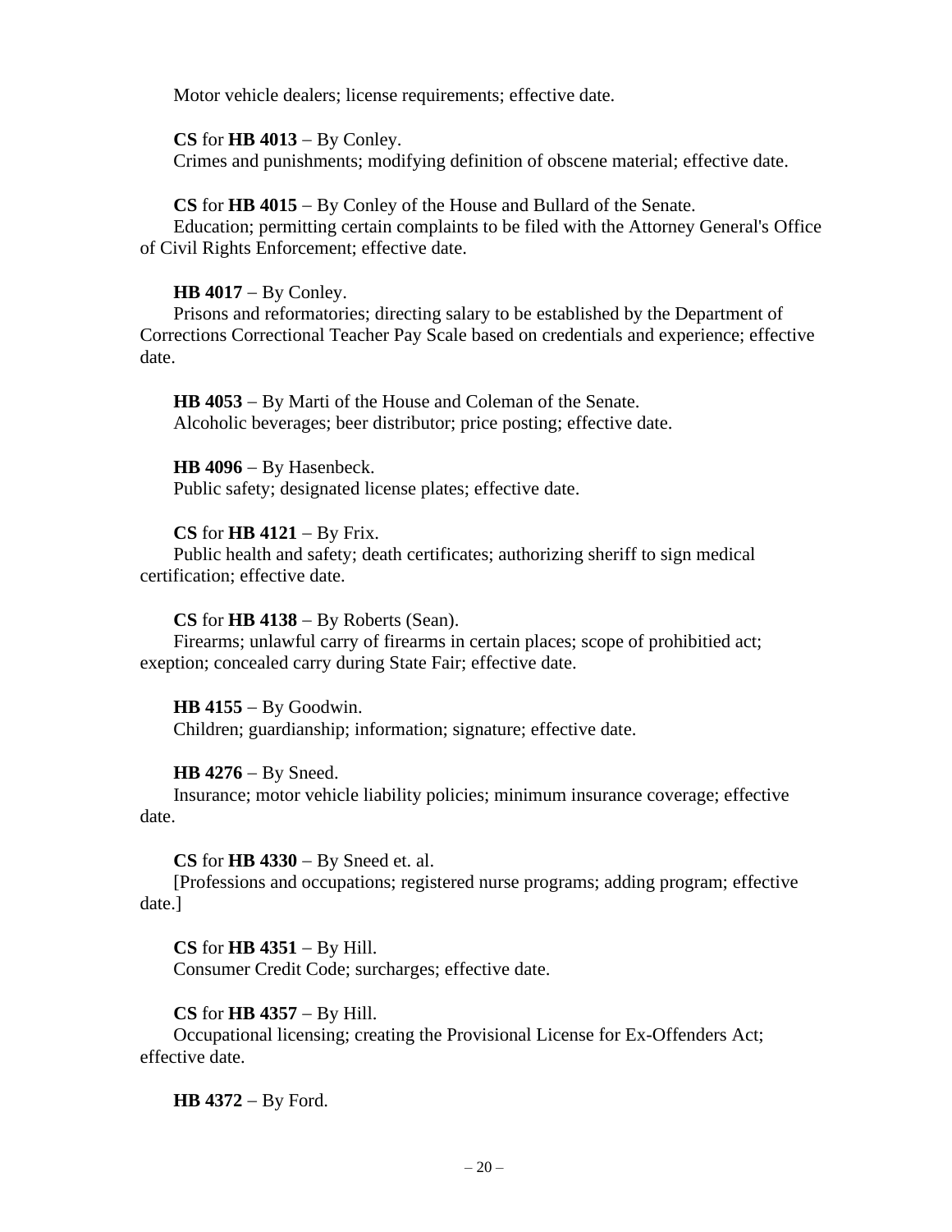Motor vehicle dealers; license requirements; effective date.

**CS** for **HB 4013** – By Conley.
Crimes and punishments; modifying definition of obscene material; effective date.

**CS** for **HB 4015** – By Conley of the House and Bullard of the Senate.
Education; permitting certain complaints to be filed with the Attorney General's Office of Civil Rights Enforcement; effective date.

**HB 4017** – By Conley.
Prisons and reformatories; directing salary to be established by the Department of Corrections Correctional Teacher Pay Scale based on credentials and experience; effective date.

**HB 4053** – By Marti of the House and Coleman of the Senate.
Alcoholic beverages; beer distributor; price posting; effective date.

**HB 4096** – By Hasenbeck.
Public safety; designated license plates; effective date.

**CS** for **HB 4121** – By Frix.
Public health and safety; death certificates; authorizing sheriff to sign medical certification; effective date.

**CS** for **HB 4138** – By Roberts (Sean).
Firearms; unlawful carry of firearms in certain places; scope of prohibitied act; exeption; concealed carry during State Fair; effective date.

**HB 4155** – By Goodwin.
Children; guardianship; information; signature; effective date.

**HB 4276** – By Sneed.
Insurance; motor vehicle liability policies; minimum insurance coverage; effective date.

**CS** for **HB 4330** – By Sneed et. al.
[Professions and occupations; registered nurse programs; adding program; effective date.]

**CS** for **HB 4351** – By Hill.
Consumer Credit Code; surcharges; effective date.

**CS** for **HB 4357** – By Hill.
Occupational licensing; creating the Provisional License for Ex-Offenders Act; effective date.

**HB 4372** – By Ford.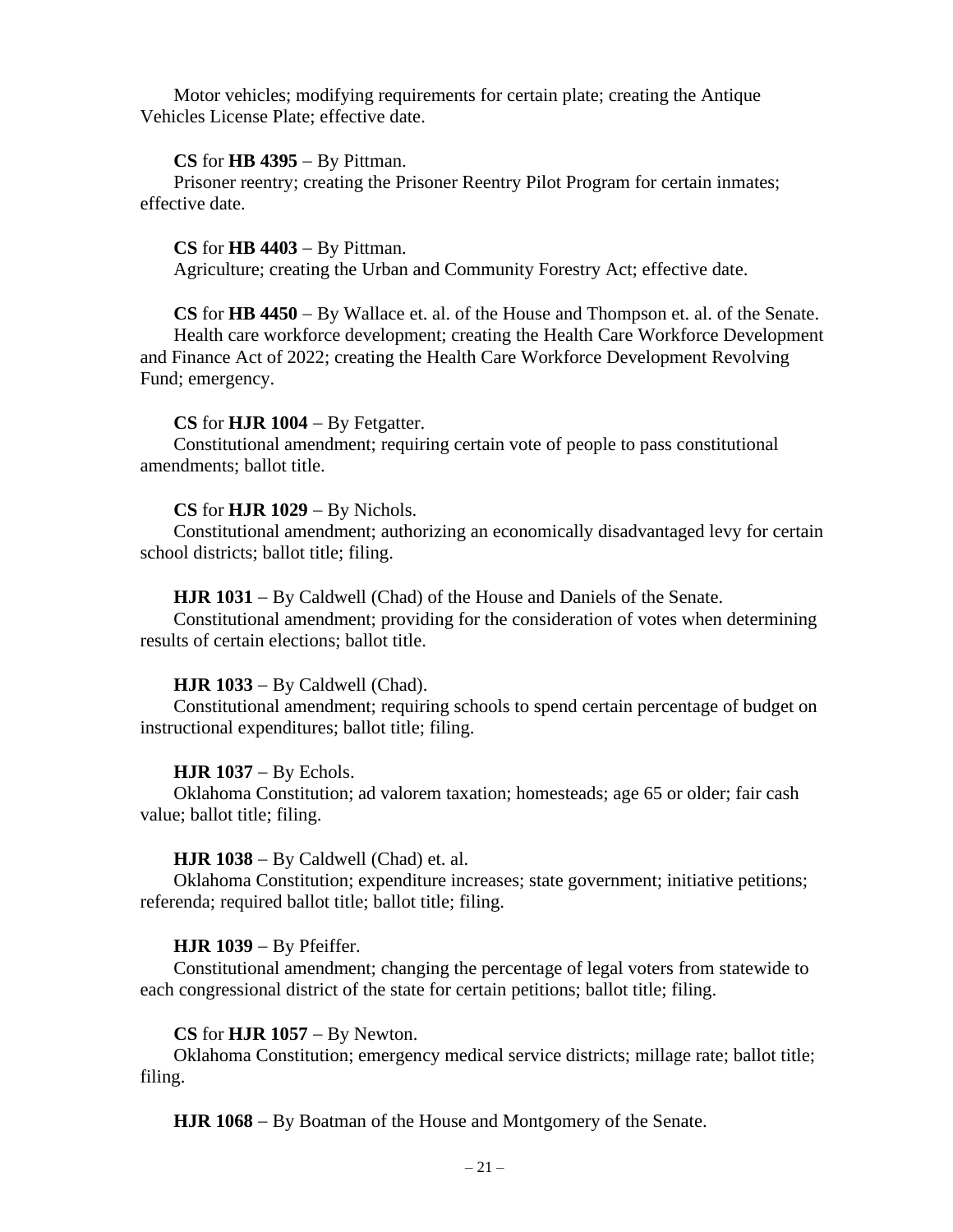Motor vehicles; modifying requirements for certain plate; creating the Antique Vehicles License Plate; effective date.

**CS** for **HB 4395** − By Pittman.
Prisoner reentry; creating the Prisoner Reentry Pilot Program for certain inmates; effective date.

**CS** for **HB 4403** − By Pittman.
Agriculture; creating the Urban and Community Forestry Act; effective date.

**CS** for **HB 4450** − By Wallace et. al. of the House and Thompson et. al. of the Senate.
Health care workforce development; creating the Health Care Workforce Development and Finance Act of 2022; creating the Health Care Workforce Development Revolving Fund; emergency.

**CS** for **HJR 1004** − By Fetgatter.
Constitutional amendment; requiring certain vote of people to pass constitutional amendments; ballot title.

**CS** for **HJR 1029** − By Nichols.
Constitutional amendment; authorizing an economically disadvantaged levy for certain school districts; ballot title; filing.

**HJR 1031** − By Caldwell (Chad) of the House and Daniels of the Senate.
Constitutional amendment; providing for the consideration of votes when determining results of certain elections; ballot title.

**HJR 1033** − By Caldwell (Chad).
Constitutional amendment; requiring schools to spend certain percentage of budget on instructional expenditures; ballot title; filing.

**HJR 1037** − By Echols.
Oklahoma Constitution; ad valorem taxation; homesteads; age 65 or older; fair cash value; ballot title; filing.

**HJR 1038** − By Caldwell (Chad) et. al.
Oklahoma Constitution; expenditure increases; state government; initiative petitions; referenda; required ballot title; ballot title; filing.

**HJR 1039** − By Pfeiffer.
Constitutional amendment; changing the percentage of legal voters from statewide to each congressional district of the state for certain petitions; ballot title; filing.

**CS** for **HJR 1057** − By Newton.
Oklahoma Constitution; emergency medical service districts; millage rate; ballot title; filing.

**HJR 1068** − By Boatman of the House and Montgomery of the Senate.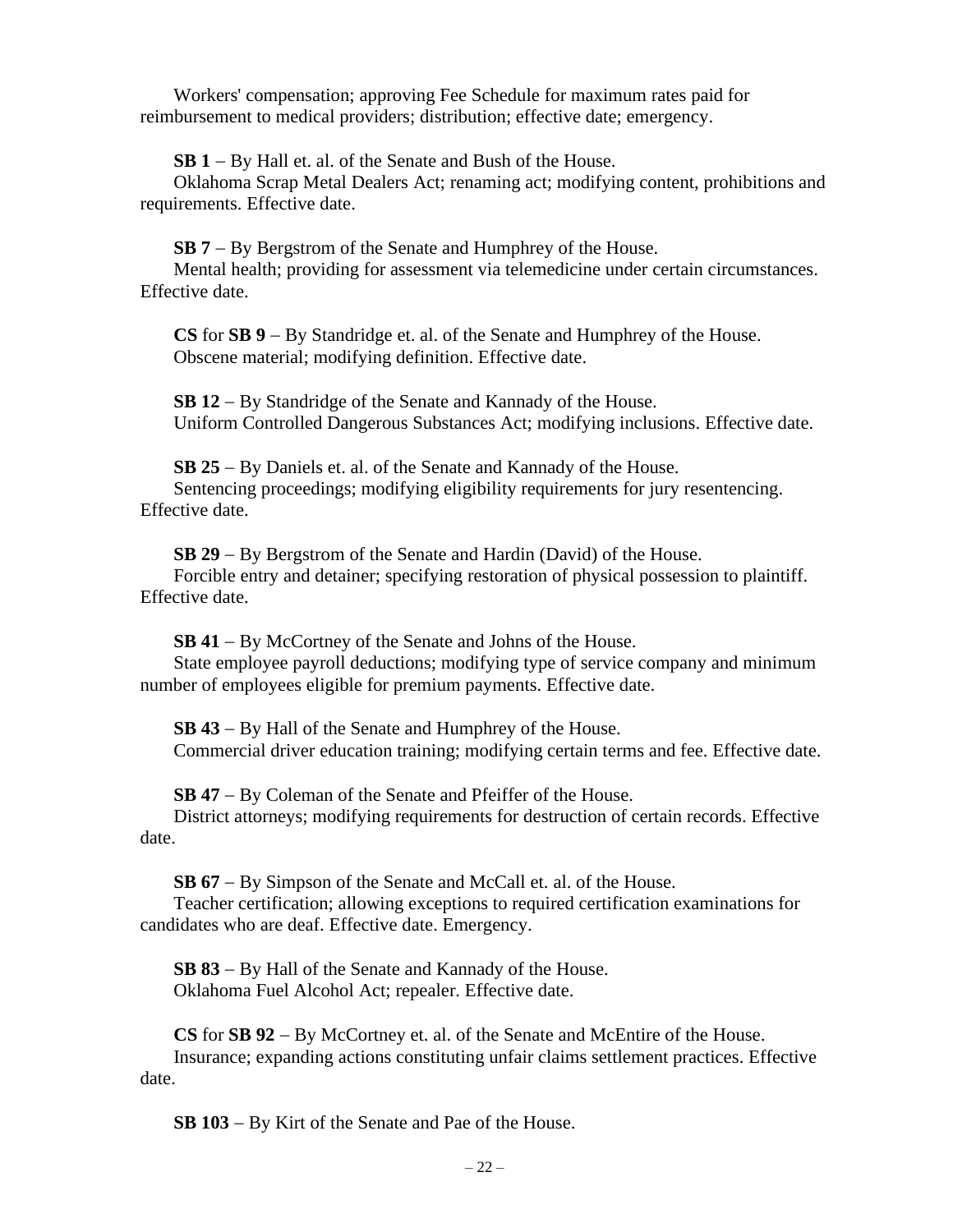Workers' compensation; approving Fee Schedule for maximum rates paid for reimbursement to medical providers; distribution; effective date; emergency.

**SB 1** – By Hall et. al. of the Senate and Bush of the House.
Oklahoma Scrap Metal Dealers Act; renaming act; modifying content, prohibitions and requirements. Effective date.

**SB 7** – By Bergstrom of the Senate and Humphrey of the House.
Mental health; providing for assessment via telemedicine under certain circumstances. Effective date.

**CS** for **SB 9** – By Standridge et. al. of the Senate and Humphrey of the House.
Obscene material; modifying definition. Effective date.

**SB 12** – By Standridge of the Senate and Kannady of the House.
Uniform Controlled Dangerous Substances Act; modifying inclusions. Effective date.

**SB 25** – By Daniels et. al. of the Senate and Kannady of the House.
Sentencing proceedings; modifying eligibility requirements for jury resentencing. Effective date.

**SB 29** – By Bergstrom of the Senate and Hardin (David) of the House.
Forcible entry and detainer; specifying restoration of physical possession to plaintiff. Effective date.

**SB 41** – By McCortney of the Senate and Johns of the House.
State employee payroll deductions; modifying type of service company and minimum number of employees eligible for premium payments. Effective date.

**SB 43** – By Hall of the Senate and Humphrey of the House.
Commercial driver education training; modifying certain terms and fee. Effective date.

**SB 47** – By Coleman of the Senate and Pfeiffer of the House.
District attorneys; modifying requirements for destruction of certain records. Effective date.

**SB 67** – By Simpson of the Senate and McCall et. al. of the House.
Teacher certification; allowing exceptions to required certification examinations for candidates who are deaf. Effective date. Emergency.

**SB 83** – By Hall of the Senate and Kannady of the House.
Oklahoma Fuel Alcohol Act; repealer. Effective date.

**CS** for **SB 92** – By McCortney et. al. of the Senate and McEntire of the House.
Insurance; expanding actions constituting unfair claims settlement practices. Effective date.

**SB 103** – By Kirt of the Senate and Pae of the House.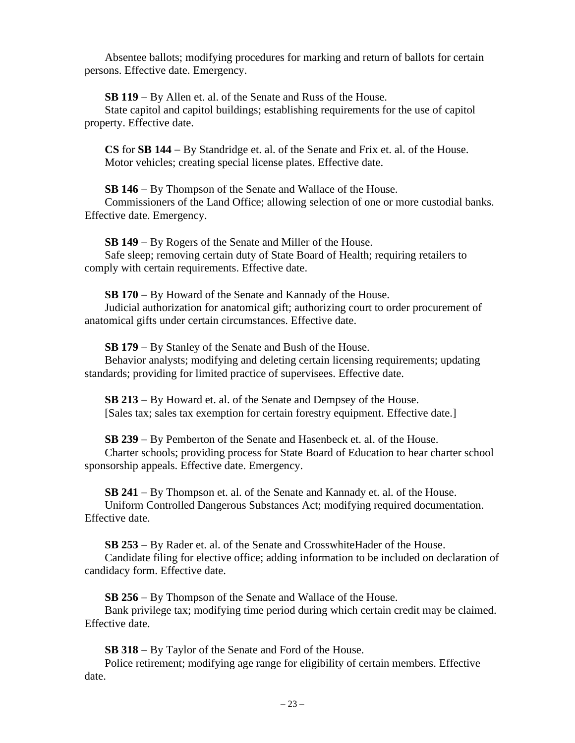Absentee ballots; modifying procedures for marking and return of ballots for certain persons. Effective date. Emergency.

**SB 119** – By Allen et. al. of the Senate and Russ of the House.
State capitol and capitol buildings; establishing requirements for the use of capitol property. Effective date.

**CS** for **SB 144** – By Standridge et. al. of the Senate and Frix et. al. of the House.
Motor vehicles; creating special license plates. Effective date.

**SB 146** – By Thompson of the Senate and Wallace of the House.
Commissioners of the Land Office; allowing selection of one or more custodial banks. Effective date. Emergency.

**SB 149** – By Rogers of the Senate and Miller of the House.
Safe sleep; removing certain duty of State Board of Health; requiring retailers to comply with certain requirements. Effective date.

**SB 170** – By Howard of the Senate and Kannady of the House.
Judicial authorization for anatomical gift; authorizing court to order procurement of anatomical gifts under certain circumstances. Effective date.

**SB 179** – By Stanley of the Senate and Bush of the House.
Behavior analysts; modifying and deleting certain licensing requirements; updating standards; providing for limited practice of supervisees. Effective date.

**SB 213** – By Howard et. al. of the Senate and Dempsey of the House.
[Sales tax; sales tax exemption for certain forestry equipment. Effective date.]

**SB 239** – By Pemberton of the Senate and Hasenbeck et. al. of the House.
Charter schools; providing process for State Board of Education to hear charter school sponsorship appeals. Effective date. Emergency.

**SB 241** – By Thompson et. al. of the Senate and Kannady et. al. of the House.
Uniform Controlled Dangerous Substances Act; modifying required documentation. Effective date.

**SB 253** – By Rader et. al. of the Senate and CrosswhiteHader of the House.
Candidate filing for elective office; adding information to be included on declaration of candidacy form. Effective date.

**SB 256** – By Thompson of the Senate and Wallace of the House.
Bank privilege tax; modifying time period during which certain credit may be claimed. Effective date.

**SB 318** – By Taylor of the Senate and Ford of the House.
Police retirement; modifying age range for eligibility of certain members. Effective date.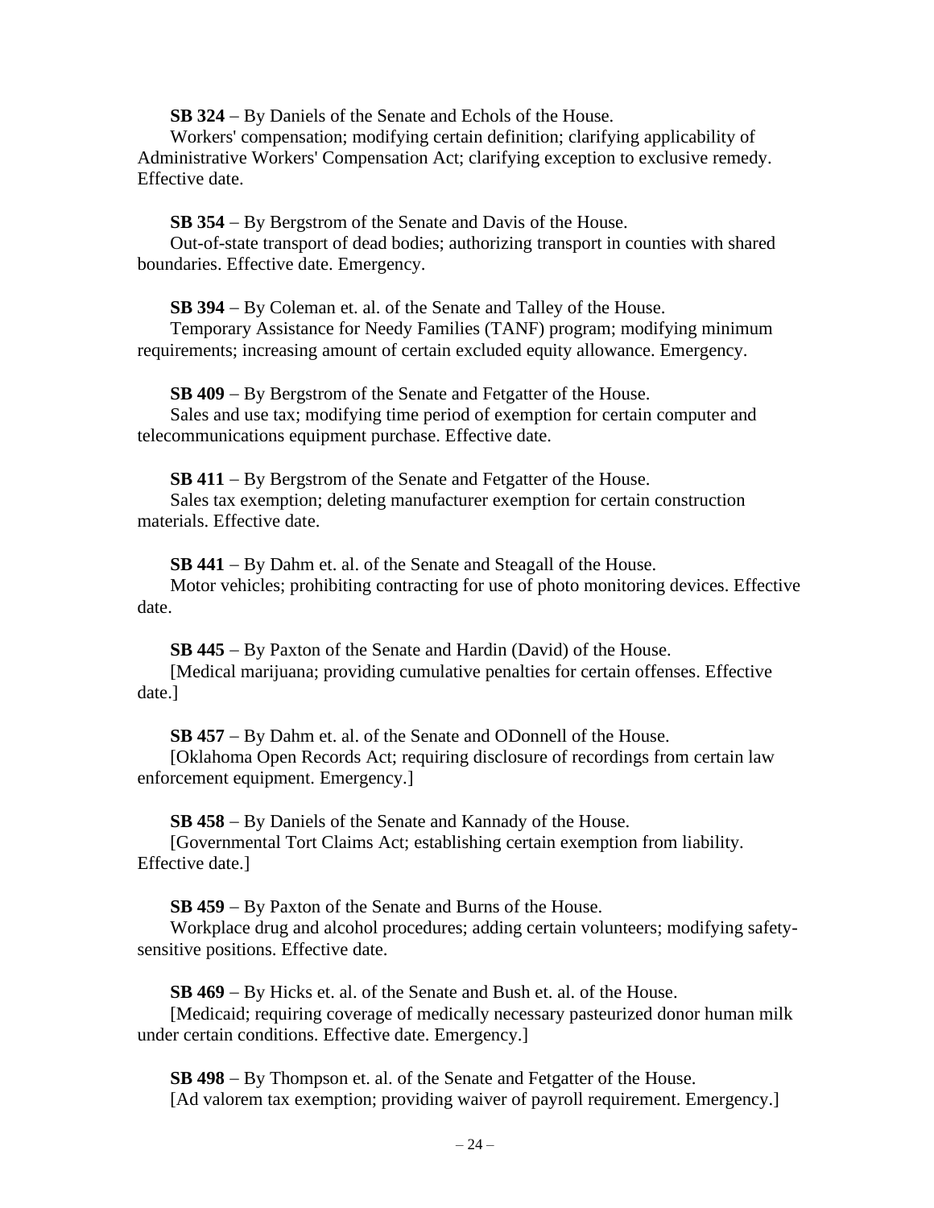**SB 324** – By Daniels of the Senate and Echols of the House.
Workers' compensation; modifying certain definition; clarifying applicability of Administrative Workers' Compensation Act; clarifying exception to exclusive remedy. Effective date.

**SB 354** – By Bergstrom of the Senate and Davis of the House.
Out-of-state transport of dead bodies; authorizing transport in counties with shared boundaries. Effective date. Emergency.

**SB 394** – By Coleman et. al. of the Senate and Talley of the House.
Temporary Assistance for Needy Families (TANF) program; modifying minimum requirements; increasing amount of certain excluded equity allowance. Emergency.

**SB 409** – By Bergstrom of the Senate and Fetgatter of the House.
Sales and use tax; modifying time period of exemption for certain computer and telecommunications equipment purchase. Effective date.

**SB 411** – By Bergstrom of the Senate and Fetgatter of the House.
Sales tax exemption; deleting manufacturer exemption for certain construction materials. Effective date.

**SB 441** – By Dahm et. al. of the Senate and Steagall of the House.
Motor vehicles; prohibiting contracting for use of photo monitoring devices. Effective date.

**SB 445** – By Paxton of the Senate and Hardin (David) of the House.
[Medical marijuana; providing cumulative penalties for certain offenses. Effective date.]

**SB 457** – By Dahm et. al. of the Senate and ODonnell of the House.
[Oklahoma Open Records Act; requiring disclosure of recordings from certain law enforcement equipment. Emergency.]

**SB 458** – By Daniels of the Senate and Kannady of the House.
[Governmental Tort Claims Act; establishing certain exemption from liability. Effective date.]

**SB 459** – By Paxton of the Senate and Burns of the House.
Workplace drug and alcohol procedures; adding certain volunteers; modifying safety-sensitive positions. Effective date.

**SB 469** – By Hicks et. al. of the Senate and Bush et. al. of the House.
[Medicaid; requiring coverage of medically necessary pasteurized donor human milk under certain conditions. Effective date. Emergency.]

**SB 498** – By Thompson et. al. of the Senate and Fetgatter of the House.
[Ad valorem tax exemption; providing waiver of payroll requirement. Emergency.]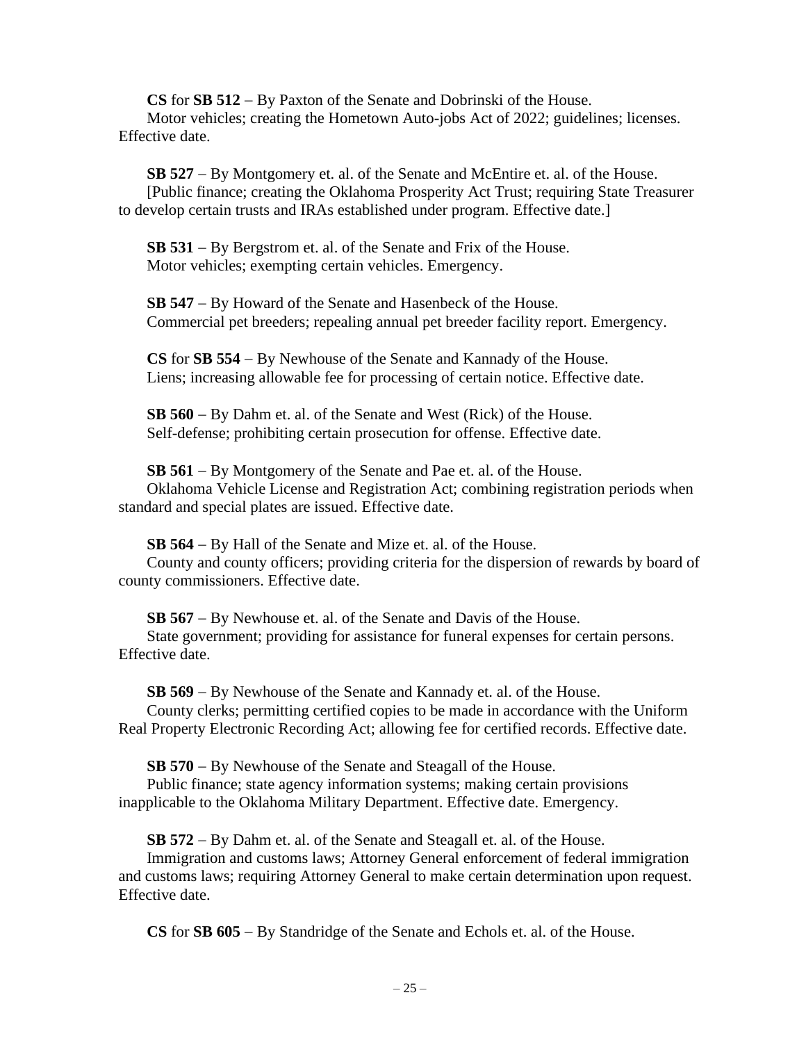**CS** for **SB 512** – By Paxton of the Senate and Dobrinski of the House.
Motor vehicles; creating the Hometown Auto-jobs Act of 2022; guidelines; licenses. Effective date.

**SB 527** – By Montgomery et. al. of the Senate and McEntire et. al. of the House.
[Public finance; creating the Oklahoma Prosperity Act Trust; requiring State Treasurer to develop certain trusts and IRAs established under program. Effective date.]

**SB 531** – By Bergstrom et. al. of the Senate and Frix of the House.
Motor vehicles; exempting certain vehicles. Emergency.

**SB 547** – By Howard of the Senate and Hasenbeck of the House.
Commercial pet breeders; repealing annual pet breeder facility report. Emergency.

**CS** for **SB 554** – By Newhouse of the Senate and Kannady of the House.
Liens; increasing allowable fee for processing of certain notice. Effective date.

**SB 560** – By Dahm et. al. of the Senate and West (Rick) of the House.
Self-defense; prohibiting certain prosecution for offense. Effective date.

**SB 561** – By Montgomery of the Senate and Pae et. al. of the House.
Oklahoma Vehicle License and Registration Act; combining registration periods when standard and special plates are issued. Effective date.

**SB 564** – By Hall of the Senate and Mize et. al. of the House.
County and county officers; providing criteria for the dispersion of rewards by board of county commissioners. Effective date.

**SB 567** – By Newhouse et. al. of the Senate and Davis of the House.
State government; providing for assistance for funeral expenses for certain persons. Effective date.

**SB 569** – By Newhouse of the Senate and Kannady et. al. of the House.
County clerks; permitting certified copies to be made in accordance with the Uniform Real Property Electronic Recording Act; allowing fee for certified records. Effective date.

**SB 570** – By Newhouse of the Senate and Steagall of the House.
Public finance; state agency information systems; making certain provisions inapplicable to the Oklahoma Military Department. Effective date. Emergency.

**SB 572** – By Dahm et. al. of the Senate and Steagall et. al. of the House.
Immigration and customs laws; Attorney General enforcement of federal immigration and customs laws; requiring Attorney General to make certain determination upon request. Effective date.

**CS** for **SB 605** – By Standridge of the Senate and Echols et. al. of the House.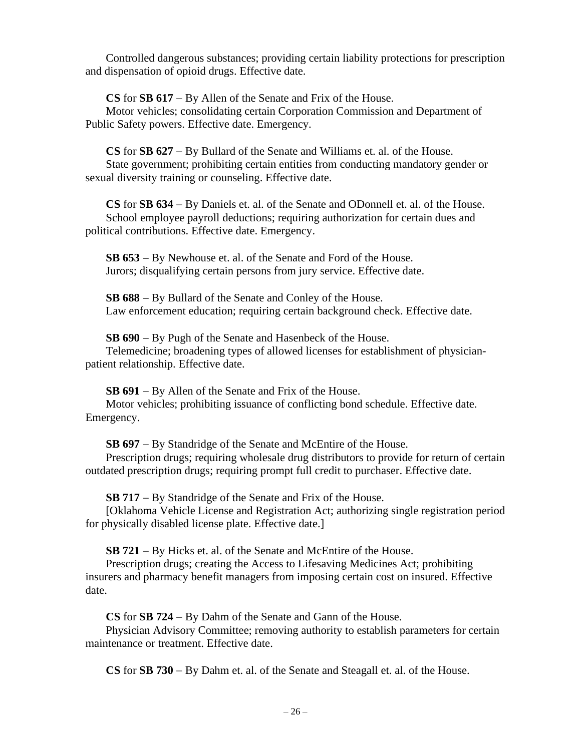Controlled dangerous substances; providing certain liability protections for prescription and dispensation of opioid drugs. Effective date.

**CS** for **SB 617** – By Allen of the Senate and Frix of the House.
Motor vehicles; consolidating certain Corporation Commission and Department of Public Safety powers. Effective date. Emergency.

**CS** for **SB 627** – By Bullard of the Senate and Williams et. al. of the House.
State government; prohibiting certain entities from conducting mandatory gender or sexual diversity training or counseling. Effective date.

**CS** for **SB 634** – By Daniels et. al. of the Senate and ODonnell et. al. of the House.
School employee payroll deductions; requiring authorization for certain dues and political contributions. Effective date. Emergency.

**SB 653** – By Newhouse et. al. of the Senate and Ford of the House.
Jurors; disqualifying certain persons from jury service. Effective date.

**SB 688** – By Bullard of the Senate and Conley of the House.
Law enforcement education; requiring certain background check. Effective date.

**SB 690** – By Pugh of the Senate and Hasenbeck of the House.
Telemedicine; broadening types of allowed licenses for establishment of physician-patient relationship. Effective date.

**SB 691** – By Allen of the Senate and Frix of the House.
Motor vehicles; prohibiting issuance of conflicting bond schedule. Effective date. Emergency.

**SB 697** – By Standridge of the Senate and McEntire of the House.
Prescription drugs; requiring wholesale drug distributors to provide for return of certain outdated prescription drugs; requiring prompt full credit to purchaser. Effective date.

**SB 717** – By Standridge of the Senate and Frix of the House.
[Oklahoma Vehicle License and Registration Act; authorizing single registration period for physically disabled license plate. Effective date.]

**SB 721** – By Hicks et. al. of the Senate and McEntire of the House.
Prescription drugs; creating the Access to Lifesaving Medicines Act; prohibiting insurers and pharmacy benefit managers from imposing certain cost on insured. Effective date.

**CS** for **SB 724** – By Dahm of the Senate and Gann of the House.
Physician Advisory Committee; removing authority to establish parameters for certain maintenance or treatment. Effective date.

**CS** for **SB 730** – By Dahm et. al. of the Senate and Steagall et. al. of the House.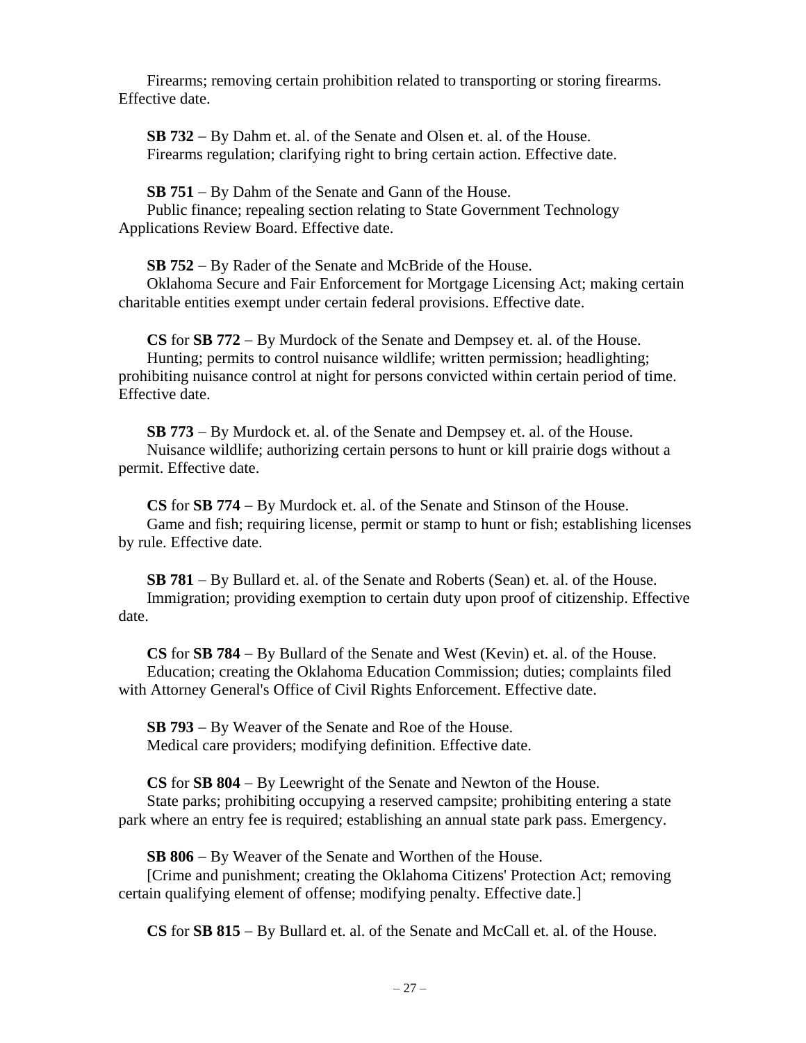Firearms; removing certain prohibition related to transporting or storing firearms. Effective date.

**SB 732** – By Dahm et. al. of the Senate and Olsen et. al. of the House.
Firearms regulation; clarifying right to bring certain action. Effective date.

**SB 751** – By Dahm of the Senate and Gann of the House.
Public finance; repealing section relating to State Government Technology Applications Review Board. Effective date.

**SB 752** – By Rader of the Senate and McBride of the House.
Oklahoma Secure and Fair Enforcement for Mortgage Licensing Act; making certain charitable entities exempt under certain federal provisions. Effective date.

**CS** for **SB 772** – By Murdock of the Senate and Dempsey et. al. of the House.
Hunting; permits to control nuisance wildlife; written permission; headlighting; prohibiting nuisance control at night for persons convicted within certain period of time. Effective date.

**SB 773** – By Murdock et. al. of the Senate and Dempsey et. al. of the House.
Nuisance wildlife; authorizing certain persons to hunt or kill prairie dogs without a permit. Effective date.

**CS** for **SB 774** – By Murdock et. al. of the Senate and Stinson of the House.
Game and fish; requiring license, permit or stamp to hunt or fish; establishing licenses by rule. Effective date.

**SB 781** – By Bullard et. al. of the Senate and Roberts (Sean) et. al. of the House.
Immigration; providing exemption to certain duty upon proof of citizenship. Effective date.

**CS** for **SB 784** – By Bullard of the Senate and West (Kevin) et. al. of the House.
Education; creating the Oklahoma Education Commission; duties; complaints filed with Attorney General's Office of Civil Rights Enforcement. Effective date.

**SB 793** – By Weaver of the Senate and Roe of the House.
Medical care providers; modifying definition. Effective date.

**CS** for **SB 804** – By Leewright of the Senate and Newton of the House.
State parks; prohibiting occupying a reserved campsite; prohibiting entering a state park where an entry fee is required; establishing an annual state park pass. Emergency.

**SB 806** – By Weaver of the Senate and Worthen of the House.
[Crime and punishment; creating the Oklahoma Citizens' Protection Act; removing certain qualifying element of offense; modifying penalty. Effective date.]

**CS** for **SB 815** – By Bullard et. al. of the Senate and McCall et. al. of the House.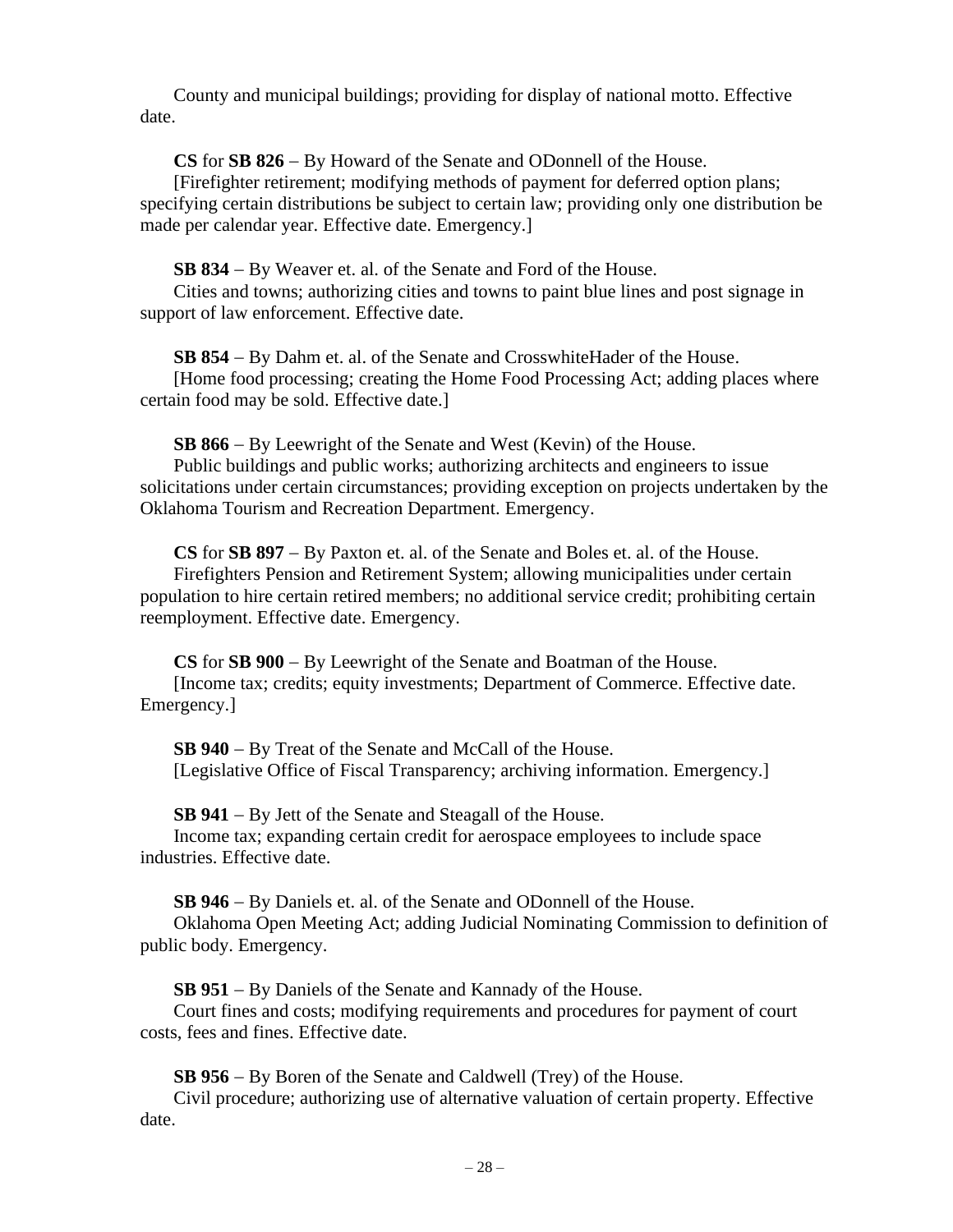County and municipal buildings; providing for display of national motto. Effective date.

**CS** for **SB 826** – By Howard of the Senate and ODonnell of the House.
[Firefighter retirement; modifying methods of payment for deferred option plans; specifying certain distributions be subject to certain law; providing only one distribution be made per calendar year. Effective date. Emergency.]

**SB 834** – By Weaver et. al. of the Senate and Ford of the House.
Cities and towns; authorizing cities and towns to paint blue lines and post signage in support of law enforcement. Effective date.

**SB 854** – By Dahm et. al. of the Senate and CrosswhiteHader of the House.
[Home food processing; creating the Home Food Processing Act; adding places where certain food may be sold. Effective date.]

**SB 866** – By Leewright of the Senate and West (Kevin) of the House.
Public buildings and public works; authorizing architects and engineers to issue solicitations under certain circumstances; providing exception on projects undertaken by the Oklahoma Tourism and Recreation Department. Emergency.

**CS** for **SB 897** – By Paxton et. al. of the Senate and Boles et. al. of the House.
Firefighters Pension and Retirement System; allowing municipalities under certain population to hire certain retired members; no additional service credit; prohibiting certain reemployment. Effective date. Emergency.

**CS** for **SB 900** – By Leewright of the Senate and Boatman of the House.
[Income tax; credits; equity investments; Department of Commerce. Effective date. Emergency.]

**SB 940** – By Treat of the Senate and McCall of the House.
[Legislative Office of Fiscal Transparency; archiving information. Emergency.]

**SB 941** – By Jett of the Senate and Steagall of the House.
Income tax; expanding certain credit for aerospace employees to include space industries. Effective date.

**SB 946** – By Daniels et. al. of the Senate and ODonnell of the House.
Oklahoma Open Meeting Act; adding Judicial Nominating Commission to definition of public body. Emergency.

**SB 951** – By Daniels of the Senate and Kannady of the House.
Court fines and costs; modifying requirements and procedures for payment of court costs, fees and fines. Effective date.

**SB 956** – By Boren of the Senate and Caldwell (Trey) of the House.
Civil procedure; authorizing use of alternative valuation of certain property. Effective date.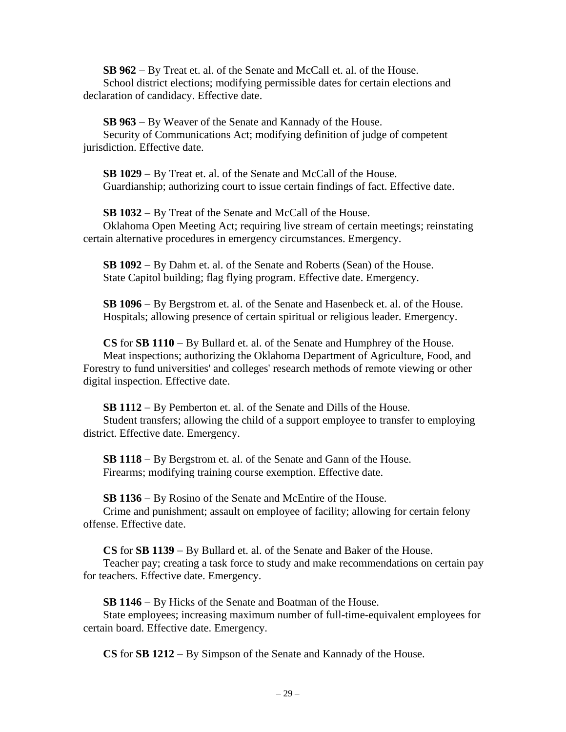**SB 962** – By Treat et. al. of the Senate and McCall et. al. of the House.
School district elections; modifying permissible dates for certain elections and declaration of candidacy. Effective date.

**SB 963** – By Weaver of the Senate and Kannady of the House.
Security of Communications Act; modifying definition of judge of competent jurisdiction. Effective date.

**SB 1029** – By Treat et. al. of the Senate and McCall of the House.
Guardianship; authorizing court to issue certain findings of fact. Effective date.

**SB 1032** – By Treat of the Senate and McCall of the House.
Oklahoma Open Meeting Act; requiring live stream of certain meetings; reinstating certain alternative procedures in emergency circumstances. Emergency.

**SB 1092** – By Dahm et. al. of the Senate and Roberts (Sean) of the House.
State Capitol building; flag flying program. Effective date. Emergency.

**SB 1096** – By Bergstrom et. al. of the Senate and Hasenbeck et. al. of the House.
Hospitals; allowing presence of certain spiritual or religious leader. Emergency.

**CS** for **SB 1110** – By Bullard et. al. of the Senate and Humphrey of the House.
Meat inspections; authorizing the Oklahoma Department of Agriculture, Food, and Forestry to fund universities' and colleges' research methods of remote viewing or other digital inspection. Effective date.

**SB 1112** – By Pemberton et. al. of the Senate and Dills of the House.
Student transfers; allowing the child of a support employee to transfer to employing district. Effective date. Emergency.

**SB 1118** – By Bergstrom et. al. of the Senate and Gann of the House.
Firearms; modifying training course exemption. Effective date.

**SB 1136** – By Rosino of the Senate and McEntire of the House.
Crime and punishment; assault on employee of facility; allowing for certain felony offense. Effective date.

**CS** for **SB 1139** – By Bullard et. al. of the Senate and Baker of the House.
Teacher pay; creating a task force to study and make recommendations on certain pay for teachers. Effective date. Emergency.

**SB 1146** – By Hicks of the Senate and Boatman of the House.
State employees; increasing maximum number of full-time-equivalent employees for certain board. Effective date. Emergency.

**CS** for **SB 1212** – By Simpson of the Senate and Kannady of the House.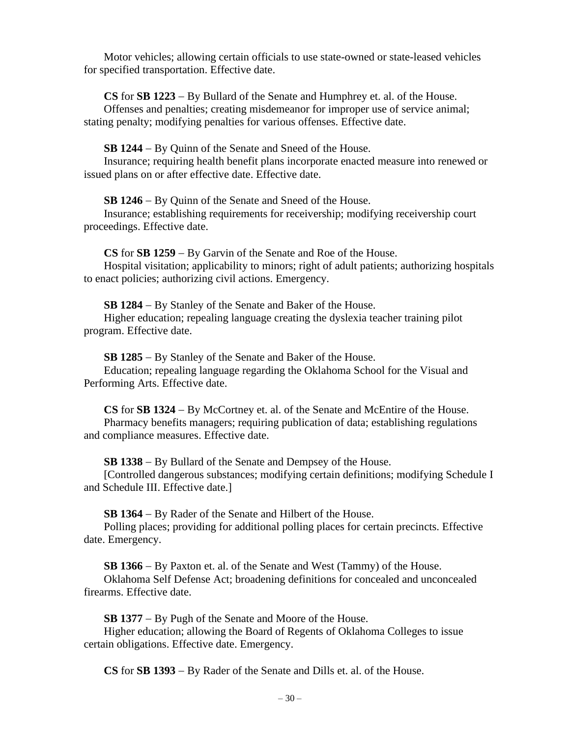Motor vehicles; allowing certain officials to use state-owned or state-leased vehicles for specified transportation. Effective date.

**CS** for **SB 1223** – By Bullard of the Senate and Humphrey et. al. of the House.
Offenses and penalties; creating misdemeanor for improper use of service animal; stating penalty; modifying penalties for various offenses. Effective date.

**SB 1244** – By Quinn of the Senate and Sneed of the House.
Insurance; requiring health benefit plans incorporate enacted measure into renewed or issued plans on or after effective date. Effective date.

**SB 1246** – By Quinn of the Senate and Sneed of the House.
Insurance; establishing requirements for receivership; modifying receivership court proceedings. Effective date.

**CS** for **SB 1259** – By Garvin of the Senate and Roe of the House.
Hospital visitation; applicability to minors; right of adult patients; authorizing hospitals to enact policies; authorizing civil actions. Emergency.

**SB 1284** – By Stanley of the Senate and Baker of the House.
Higher education; repealing language creating the dyslexia teacher training pilot program. Effective date.

**SB 1285** – By Stanley of the Senate and Baker of the House.
Education; repealing language regarding the Oklahoma School for the Visual and Performing Arts. Effective date.

**CS** for **SB 1324** – By McCortney et. al. of the Senate and McEntire of the House.
Pharmacy benefits managers; requiring publication of data; establishing regulations and compliance measures. Effective date.

**SB 1338** – By Bullard of the Senate and Dempsey of the House.
[Controlled dangerous substances; modifying certain definitions; modifying Schedule I and Schedule III. Effective date.]

**SB 1364** – By Rader of the Senate and Hilbert of the House.
Polling places; providing for additional polling places for certain precincts. Effective date. Emergency.

**SB 1366** – By Paxton et. al. of the Senate and West (Tammy) of the House.
Oklahoma Self Defense Act; broadening definitions for concealed and unconcealed firearms. Effective date.

**SB 1377** – By Pugh of the Senate and Moore of the House.
Higher education; allowing the Board of Regents of Oklahoma Colleges to issue certain obligations. Effective date. Emergency.

**CS** for **SB 1393** – By Rader of the Senate and Dills et. al. of the House.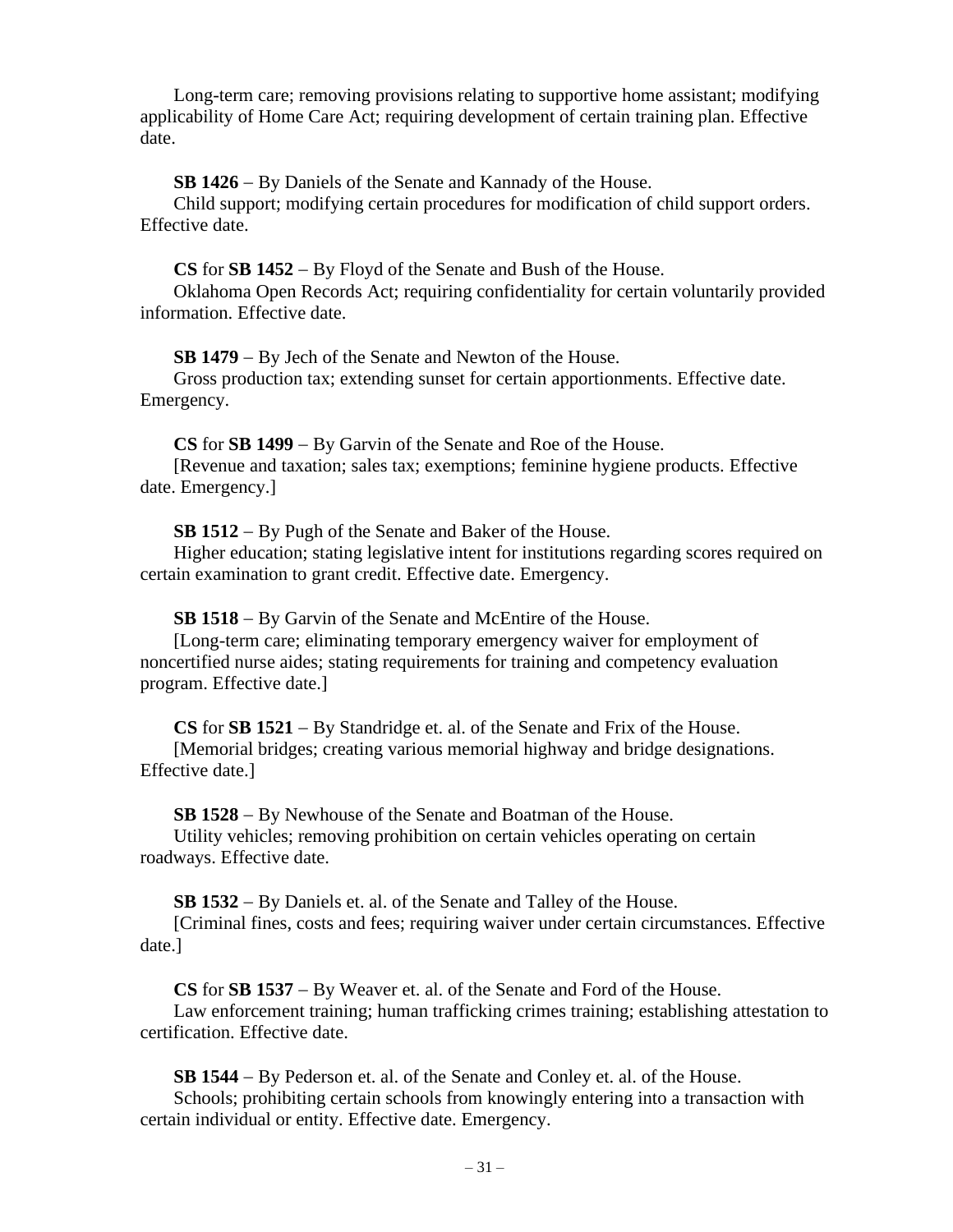Long-term care; removing provisions relating to supportive home assistant; modifying applicability of Home Care Act; requiring development of certain training plan. Effective date.

**SB 1426** – By Daniels of the Senate and Kannady of the House.
Child support; modifying certain procedures for modification of child support orders. Effective date.

**CS** for **SB 1452** – By Floyd of the Senate and Bush of the House.
Oklahoma Open Records Act; requiring confidentiality for certain voluntarily provided information. Effective date.

**SB 1479** – By Jech of the Senate and Newton of the House.
Gross production tax; extending sunset for certain apportionments. Effective date. Emergency.

**CS** for **SB 1499** – By Garvin of the Senate and Roe of the House.
[Revenue and taxation; sales tax; exemptions; feminine hygiene products. Effective date. Emergency.]

**SB 1512** – By Pugh of the Senate and Baker of the House.
Higher education; stating legislative intent for institutions regarding scores required on certain examination to grant credit. Effective date. Emergency.

**SB 1518** – By Garvin of the Senate and McEntire of the House.
[Long-term care; eliminating temporary emergency waiver for employment of noncertified nurse aides; stating requirements for training and competency evaluation program. Effective date.]

**CS** for **SB 1521** – By Standridge et. al. of the Senate and Frix of the House.
[Memorial bridges; creating various memorial highway and bridge designations. Effective date.]

**SB 1528** – By Newhouse of the Senate and Boatman of the House.
Utility vehicles; removing prohibition on certain vehicles operating on certain roadways. Effective date.

**SB 1532** – By Daniels et. al. of the Senate and Talley of the House.
[Criminal fines, costs and fees; requiring waiver under certain circumstances. Effective date.]

**CS** for **SB 1537** – By Weaver et. al. of the Senate and Ford of the House.
Law enforcement training; human trafficking crimes training; establishing attestation to certification. Effective date.

**SB 1544** – By Pederson et. al. of the Senate and Conley et. al. of the House.
Schools; prohibiting certain schools from knowingly entering into a transaction with certain individual or entity. Effective date. Emergency.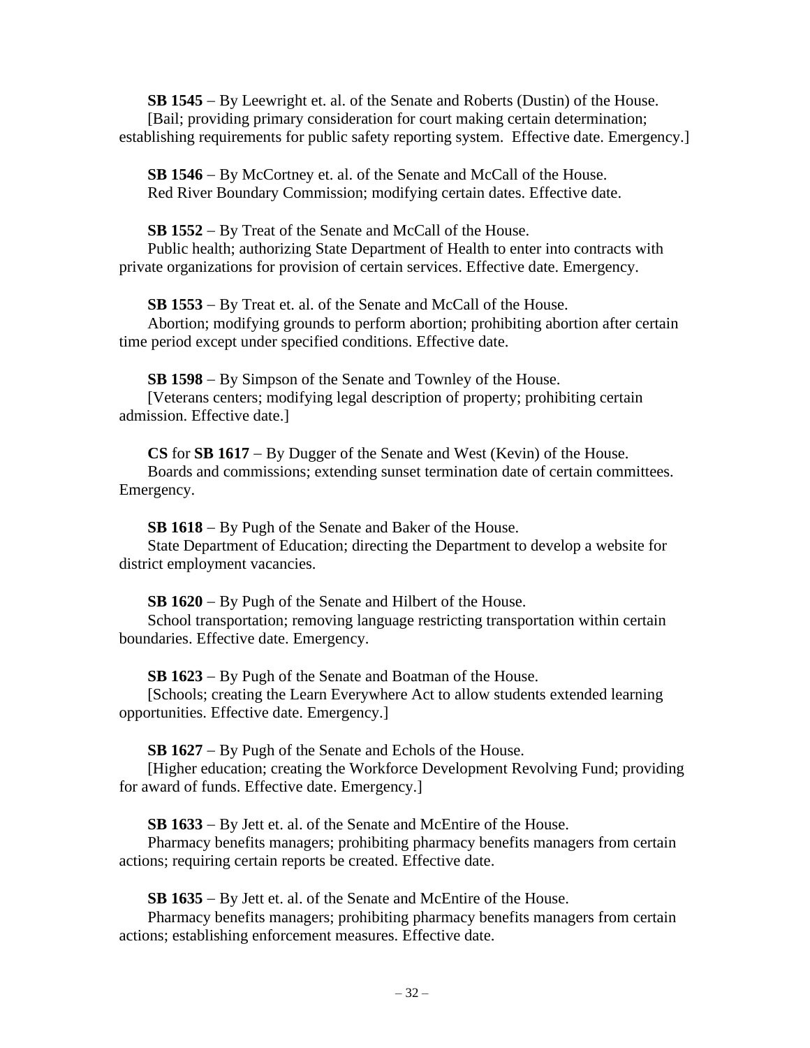**SB 1545** – By Leewright et. al. of the Senate and Roberts (Dustin) of the House.
[Bail; providing primary consideration for court making certain determination; establishing requirements for public safety reporting system. Effective date. Emergency.]

**SB 1546** – By McCortney et. al. of the Senate and McCall of the House.
Red River Boundary Commission; modifying certain dates. Effective date.

**SB 1552** – By Treat of the Senate and McCall of the House.
Public health; authorizing State Department of Health to enter into contracts with private organizations for provision of certain services. Effective date. Emergency.

**SB 1553** – By Treat et. al. of the Senate and McCall of the House.
Abortion; modifying grounds to perform abortion; prohibiting abortion after certain time period except under specified conditions. Effective date.

**SB 1598** – By Simpson of the Senate and Townley of the House.
[Veterans centers; modifying legal description of property; prohibiting certain admission. Effective date.]

**CS** for **SB 1617** – By Dugger of the Senate and West (Kevin) of the House.
Boards and commissions; extending sunset termination date of certain committees. Emergency.

**SB 1618** – By Pugh of the Senate and Baker of the House.
State Department of Education; directing the Department to develop a website for district employment vacancies.

**SB 1620** – By Pugh of the Senate and Hilbert of the House.
School transportation; removing language restricting transportation within certain boundaries. Effective date. Emergency.

**SB 1623** – By Pugh of the Senate and Boatman of the House.
[Schools; creating the Learn Everywhere Act to allow students extended learning opportunities. Effective date. Emergency.]

**SB 1627** – By Pugh of the Senate and Echols of the House.
[Higher education; creating the Workforce Development Revolving Fund; providing for award of funds. Effective date. Emergency.]

**SB 1633** – By Jett et. al. of the Senate and McEntire of the House.
Pharmacy benefits managers; prohibiting pharmacy benefits managers from certain actions; requiring certain reports be created. Effective date.

**SB 1635** – By Jett et. al. of the Senate and McEntire of the House.
Pharmacy benefits managers; prohibiting pharmacy benefits managers from certain actions; establishing enforcement measures. Effective date.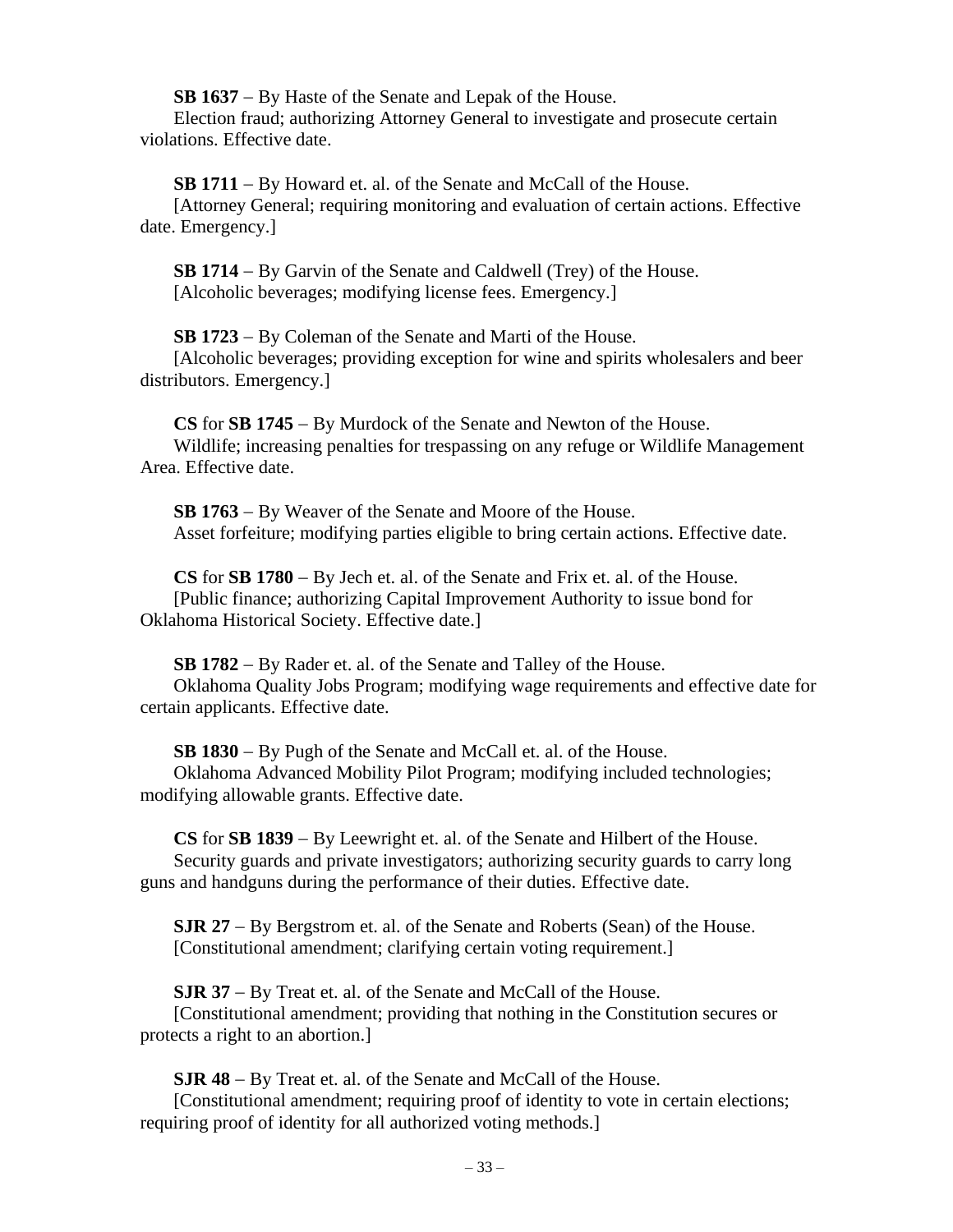**SB 1637** − By Haste of the Senate and Lepak of the House.
Election fraud; authorizing Attorney General to investigate and prosecute certain violations. Effective date.

**SB 1711** − By Howard et. al. of the Senate and McCall of the House.
[Attorney General; requiring monitoring and evaluation of certain actions. Effective date. Emergency.]

**SB 1714** − By Garvin of the Senate and Caldwell (Trey) of the House.
[Alcoholic beverages; modifying license fees. Emergency.]

**SB 1723** − By Coleman of the Senate and Marti of the House.
[Alcoholic beverages; providing exception for wine and spirits wholesalers and beer distributors. Emergency.]

**CS** for **SB 1745** − By Murdock of the Senate and Newton of the House.
Wildlife; increasing penalties for trespassing on any refuge or Wildlife Management Area. Effective date.

**SB 1763** − By Weaver of the Senate and Moore of the House.
Asset forfeiture; modifying parties eligible to bring certain actions. Effective date.

**CS** for **SB 1780** − By Jech et. al. of the Senate and Frix et. al. of the House.
[Public finance; authorizing Capital Improvement Authority to issue bond for Oklahoma Historical Society. Effective date.]

**SB 1782** − By Rader et. al. of the Senate and Talley of the House.
Oklahoma Quality Jobs Program; modifying wage requirements and effective date for certain applicants. Effective date.

**SB 1830** − By Pugh of the Senate and McCall et. al. of the House.
Oklahoma Advanced Mobility Pilot Program; modifying included technologies; modifying allowable grants. Effective date.

**CS** for **SB 1839** − By Leewright et. al. of the Senate and Hilbert of the House.
Security guards and private investigators; authorizing security guards to carry long guns and handguns during the performance of their duties. Effective date.

**SJR 27** − By Bergstrom et. al. of the Senate and Roberts (Sean) of the House.
[Constitutional amendment; clarifying certain voting requirement.]

**SJR 37** − By Treat et. al. of the Senate and McCall of the House.
[Constitutional amendment; providing that nothing in the Constitution secures or protects a right to an abortion.]

**SJR 48** − By Treat et. al. of the Senate and McCall of the House.
[Constitutional amendment; requiring proof of identity to vote in certain elections; requiring proof of identity for all authorized voting methods.]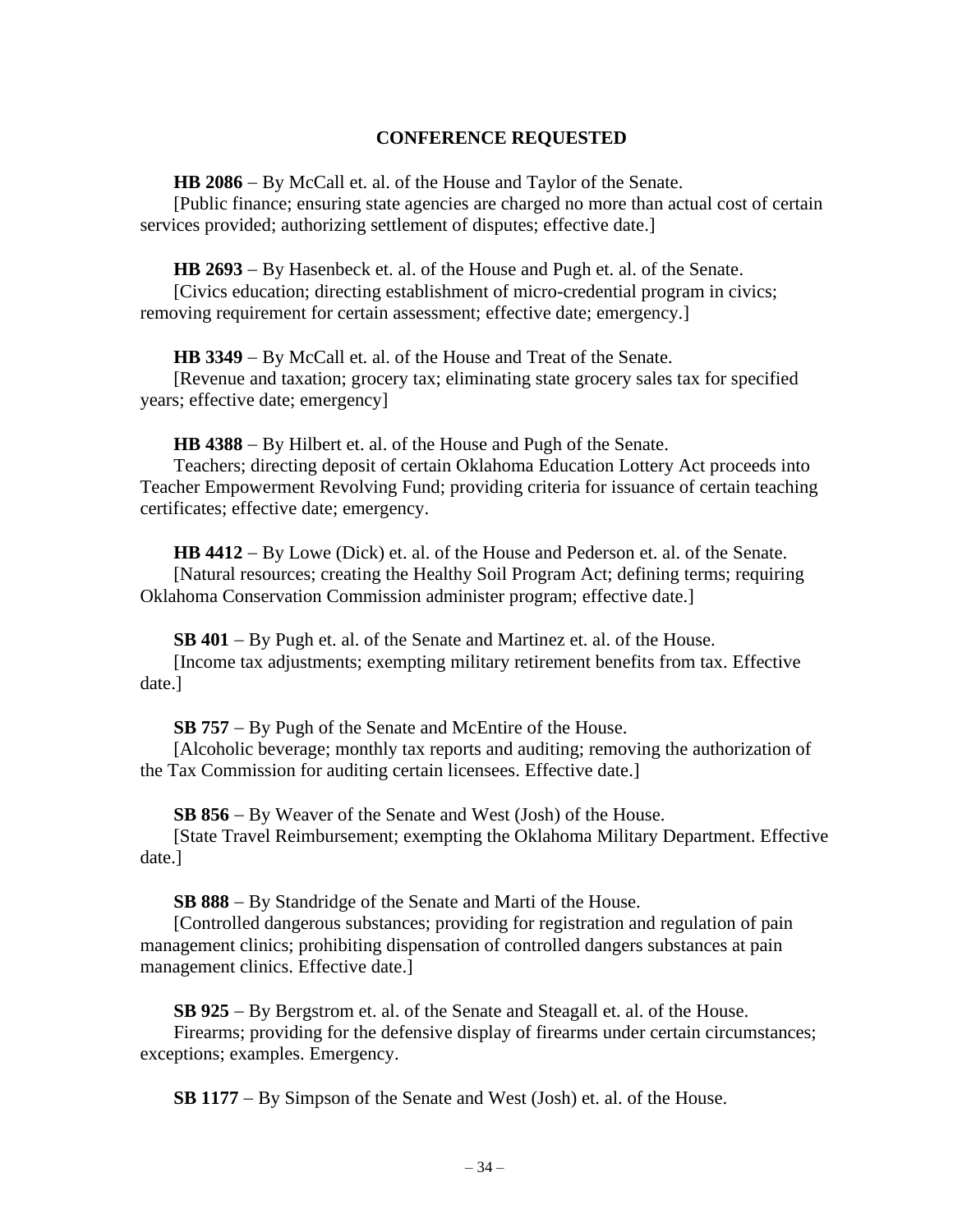## CONFERENCE REQUESTED

**HB 2086** – By McCall et. al. of the House and Taylor of the Senate.
[Public finance; ensuring state agencies are charged no more than actual cost of certain services provided; authorizing settlement of disputes; effective date.]

**HB 2693** – By Hasenbeck et. al. of the House and Pugh et. al. of the Senate.
[Civics education; directing establishment of micro-credential program in civics; removing requirement for certain assessment; effective date; emergency.]

**HB 3349** – By McCall et. al. of the House and Treat of the Senate.
[Revenue and taxation; grocery tax; eliminating state grocery sales tax for specified years; effective date; emergency]

**HB 4388** – By Hilbert et. al. of the House and Pugh of the Senate.
Teachers; directing deposit of certain Oklahoma Education Lottery Act proceeds into Teacher Empowerment Revolving Fund; providing criteria for issuance of certain teaching certificates; effective date; emergency.

**HB 4412** – By Lowe (Dick) et. al. of the House and Pederson et. al. of the Senate.
[Natural resources; creating the Healthy Soil Program Act; defining terms; requiring Oklahoma Conservation Commission administer program; effective date.]

**SB 401** – By Pugh et. al. of the Senate and Martinez et. al. of the House.
[Income tax adjustments; exempting military retirement benefits from tax. Effective date.]

**SB 757** – By Pugh of the Senate and McEntire of the House.
[Alcoholic beverage; monthly tax reports and auditing; removing the authorization of the Tax Commission for auditing certain licensees. Effective date.]

**SB 856** – By Weaver of the Senate and West (Josh) of the House.
[State Travel Reimbursement; exempting the Oklahoma Military Department. Effective date.]

**SB 888** – By Standridge of the Senate and Marti of the House.
[Controlled dangerous substances; providing for registration and regulation of pain management clinics; prohibiting dispensation of controlled dangers substances at pain management clinics. Effective date.]

**SB 925** – By Bergstrom et. al. of the Senate and Steagall et. al. of the House.
Firearms; providing for the defensive display of firearms under certain circumstances; exceptions; examples. Emergency.

**SB 1177** – By Simpson of the Senate and West (Josh) et. al. of the House.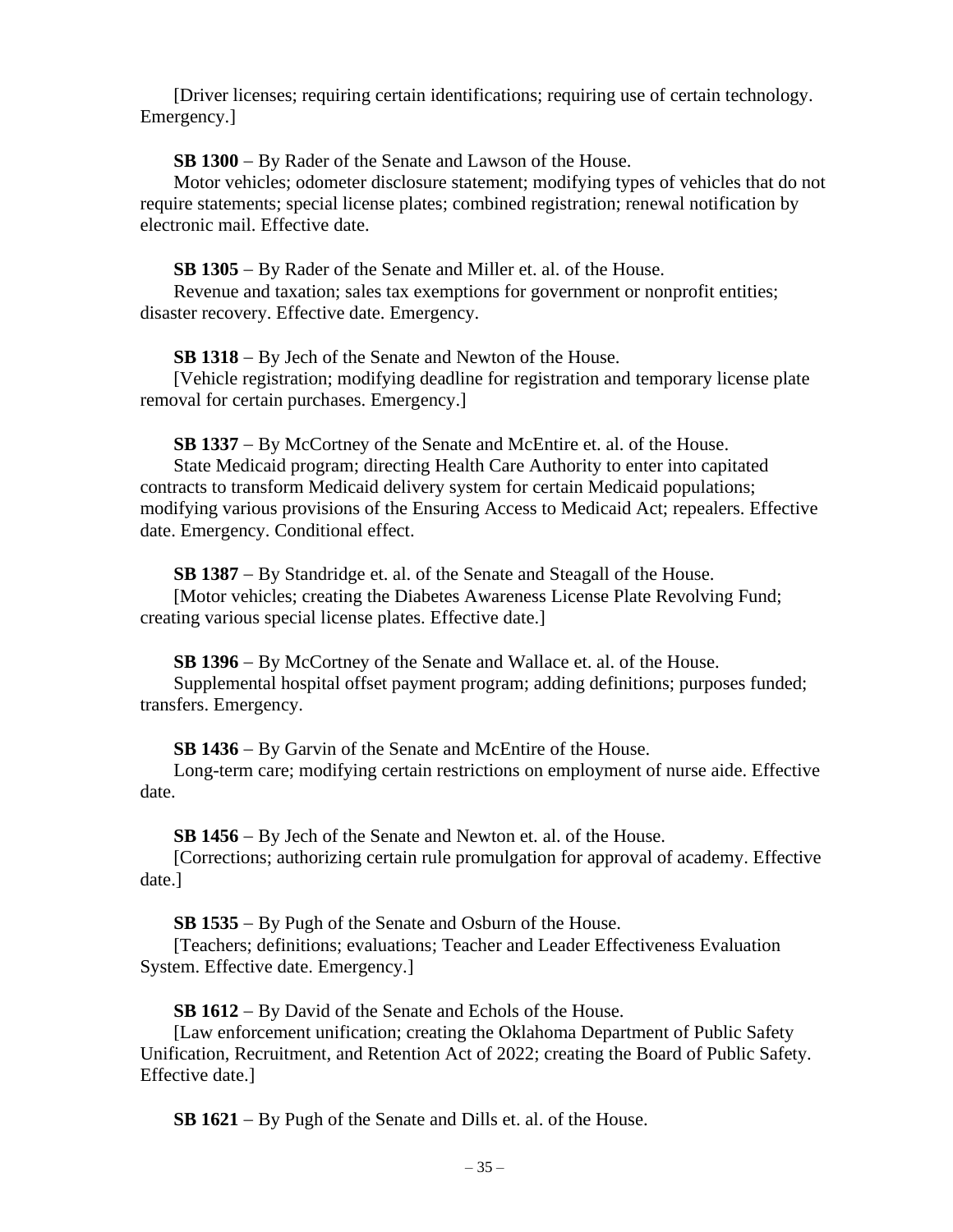[Driver licenses; requiring certain identifications; requiring use of certain technology. Emergency.]

**SB 1300** – By Rader of the Senate and Lawson of the House.
Motor vehicles; odometer disclosure statement; modifying types of vehicles that do not require statements; special license plates; combined registration; renewal notification by electronic mail. Effective date.

**SB 1305** – By Rader of the Senate and Miller et. al. of the House.
Revenue and taxation; sales tax exemptions for government or nonprofit entities; disaster recovery. Effective date. Emergency.

**SB 1318** – By Jech of the Senate and Newton of the House.
[Vehicle registration; modifying deadline for registration and temporary license plate removal for certain purchases. Emergency.]

**SB 1337** – By McCortney of the Senate and McEntire et. al. of the House.
State Medicaid program; directing Health Care Authority to enter into capitated contracts to transform Medicaid delivery system for certain Medicaid populations; modifying various provisions of the Ensuring Access to Medicaid Act; repealers. Effective date. Emergency. Conditional effect.

**SB 1387** – By Standridge et. al. of the Senate and Steagall of the House.
[Motor vehicles; creating the Diabetes Awareness License Plate Revolving Fund; creating various special license plates. Effective date.]

**SB 1396** – By McCortney of the Senate and Wallace et. al. of the House.
Supplemental hospital offset payment program; adding definitions; purposes funded; transfers. Emergency.

**SB 1436** – By Garvin of the Senate and McEntire of the House.
Long-term care; modifying certain restrictions on employment of nurse aide. Effective date.

**SB 1456** – By Jech of the Senate and Newton et. al. of the House.
[Corrections; authorizing certain rule promulgation for approval of academy. Effective date.]

**SB 1535** – By Pugh of the Senate and Osburn of the House.
[Teachers; definitions; evaluations; Teacher and Leader Effectiveness Evaluation System. Effective date. Emergency.]

**SB 1612** – By David of the Senate and Echols of the House.
[Law enforcement unification; creating the Oklahoma Department of Public Safety Unification, Recruitment, and Retention Act of 2022; creating the Board of Public Safety. Effective date.]

**SB 1621** – By Pugh of the Senate and Dills et. al. of the House.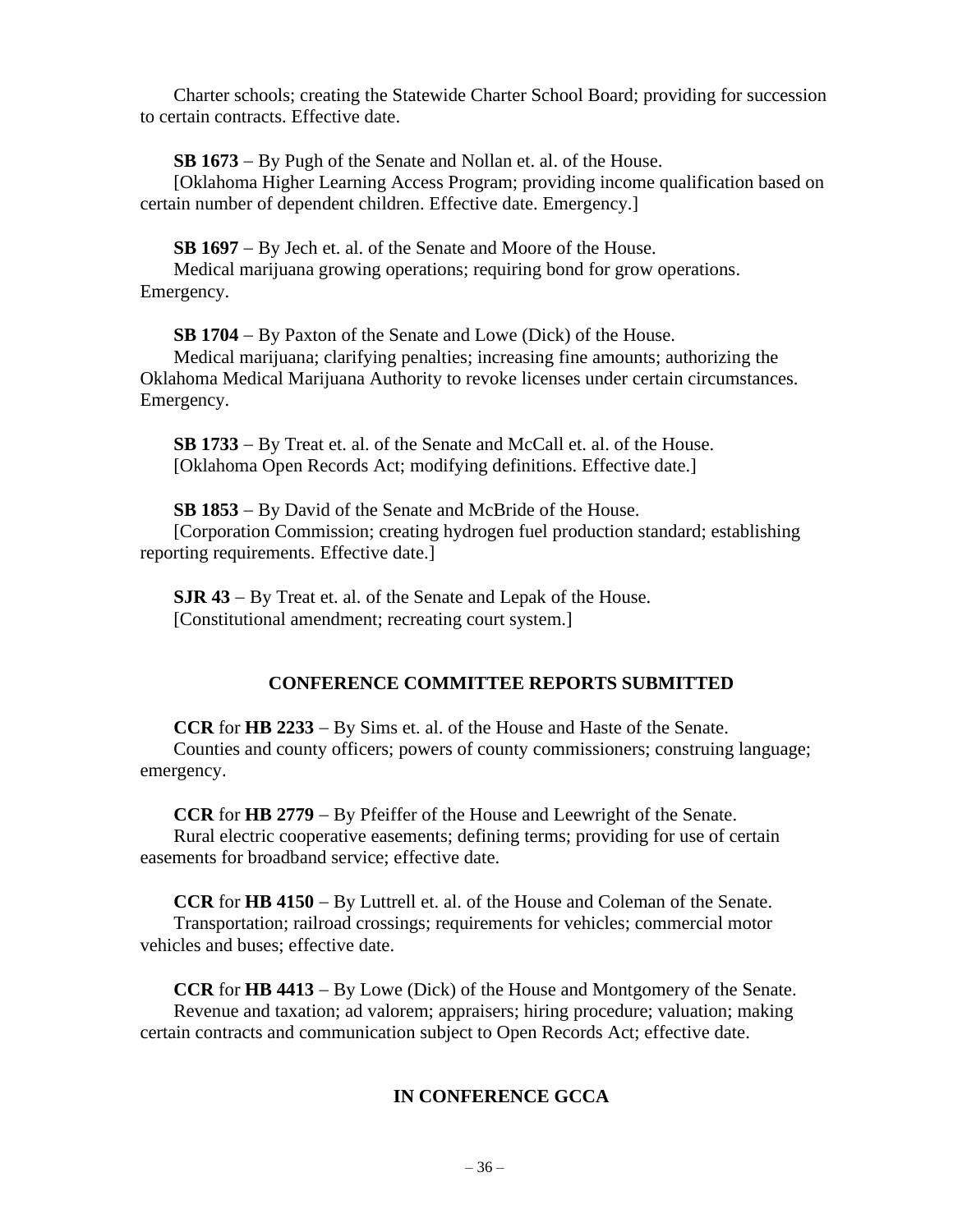Charter schools; creating the Statewide Charter School Board; providing for succession to certain contracts. Effective date.

**SB 1673** – By Pugh of the Senate and Nollan et. al. of the House.
[Oklahoma Higher Learning Access Program; providing income qualification based on certain number of dependent children. Effective date. Emergency.]

**SB 1697** – By Jech et. al. of the Senate and Moore of the House.
Medical marijuana growing operations; requiring bond for grow operations. Emergency.

**SB 1704** – By Paxton of the Senate and Lowe (Dick) of the House.
Medical marijuana; clarifying penalties; increasing fine amounts; authorizing the Oklahoma Medical Marijuana Authority to revoke licenses under certain circumstances. Emergency.

**SB 1733** – By Treat et. al. of the Senate and McCall et. al. of the House.
[Oklahoma Open Records Act; modifying definitions. Effective date.]

**SB 1853** – By David of the Senate and McBride of the House.
[Corporation Commission; creating hydrogen fuel production standard; establishing reporting requirements. Effective date.]

**SJR 43** – By Treat et. al. of the Senate and Lepak of the House.
[Constitutional amendment; recreating court system.]

## CONFERENCE COMMITTEE REPORTS SUBMITTED

**CCR** for **HB 2233** – By Sims et. al. of the House and Haste of the Senate.
Counties and county officers; powers of county commissioners; construing language; emergency.

**CCR** for **HB 2779** – By Pfeiffer of the House and Leewright of the Senate.
Rural electric cooperative easements; defining terms; providing for use of certain easements for broadband service; effective date.

**CCR** for **HB 4150** – By Luttrell et. al. of the House and Coleman of the Senate.
Transportation; railroad crossings; requirements for vehicles; commercial motor vehicles and buses; effective date.

**CCR** for **HB 4413** – By Lowe (Dick) of the House and Montgomery of the Senate.
Revenue and taxation; ad valorem; appraisers; hiring procedure; valuation; making certain contracts and communication subject to Open Records Act; effective date.

## IN CONFERENCE GCCA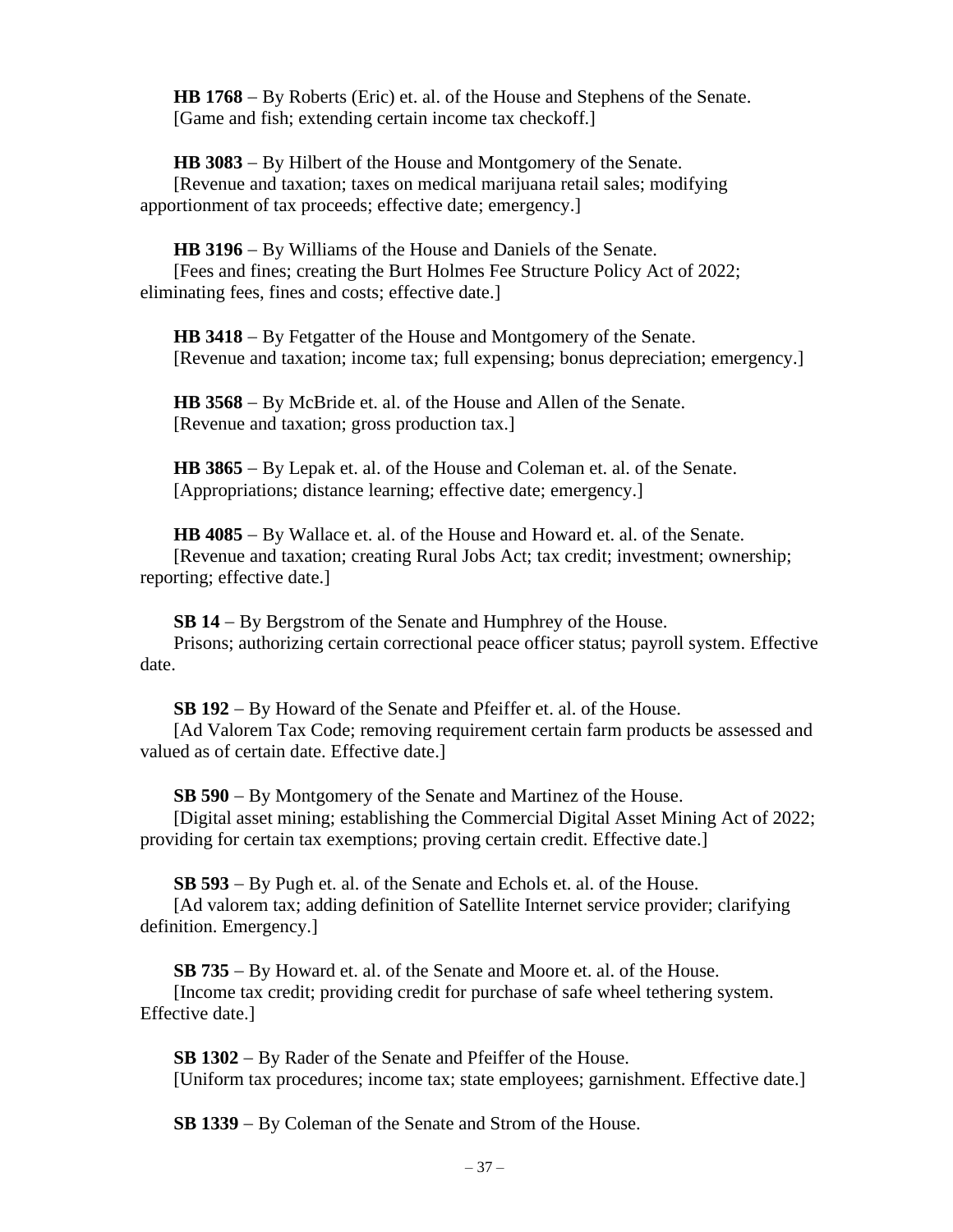**HB 1768** – By Roberts (Eric) et. al. of the House and Stephens of the Senate.
[Game and fish; extending certain income tax checkoff.]

**HB 3083** – By Hilbert of the House and Montgomery of the Senate.
[Revenue and taxation; taxes on medical marijuana retail sales; modifying apportionment of tax proceeds; effective date; emergency.]

**HB 3196** – By Williams of the House and Daniels of the Senate.
[Fees and fines; creating the Burt Holmes Fee Structure Policy Act of 2022; eliminating fees, fines and costs; effective date.]

**HB 3418** – By Fetgatter of the House and Montgomery of the Senate.
[Revenue and taxation; income tax; full expensing; bonus depreciation; emergency.]

**HB 3568** – By McBride et. al. of the House and Allen of the Senate.
[Revenue and taxation; gross production tax.]

**HB 3865** – By Lepak et. al. of the House and Coleman et. al. of the Senate.
[Appropriations; distance learning; effective date; emergency.]

**HB 4085** – By Wallace et. al. of the House and Howard et. al. of the Senate.
[Revenue and taxation; creating Rural Jobs Act; tax credit; investment; ownership; reporting; effective date.]

**SB 14** – By Bergstrom of the Senate and Humphrey of the House.
Prisons; authorizing certain correctional peace officer status; payroll system. Effective date.

**SB 192** – By Howard of the Senate and Pfeiffer et. al. of the House.
[Ad Valorem Tax Code; removing requirement certain farm products be assessed and valued as of certain date. Effective date.]

**SB 590** – By Montgomery of the Senate and Martinez of the House.
[Digital asset mining; establishing the Commercial Digital Asset Mining Act of 2022; providing for certain tax exemptions; proving certain credit. Effective date.]

**SB 593** – By Pugh et. al. of the Senate and Echols et. al. of the House.
[Ad valorem tax; adding definition of Satellite Internet service provider; clarifying definition. Emergency.]

**SB 735** – By Howard et. al. of the Senate and Moore et. al. of the House.
[Income tax credit; providing credit for purchase of safe wheel tethering system. Effective date.]

**SB 1302** – By Rader of the Senate and Pfeiffer of the House.
[Uniform tax procedures; income tax; state employees; garnishment. Effective date.]

**SB 1339** – By Coleman of the Senate and Strom of the House.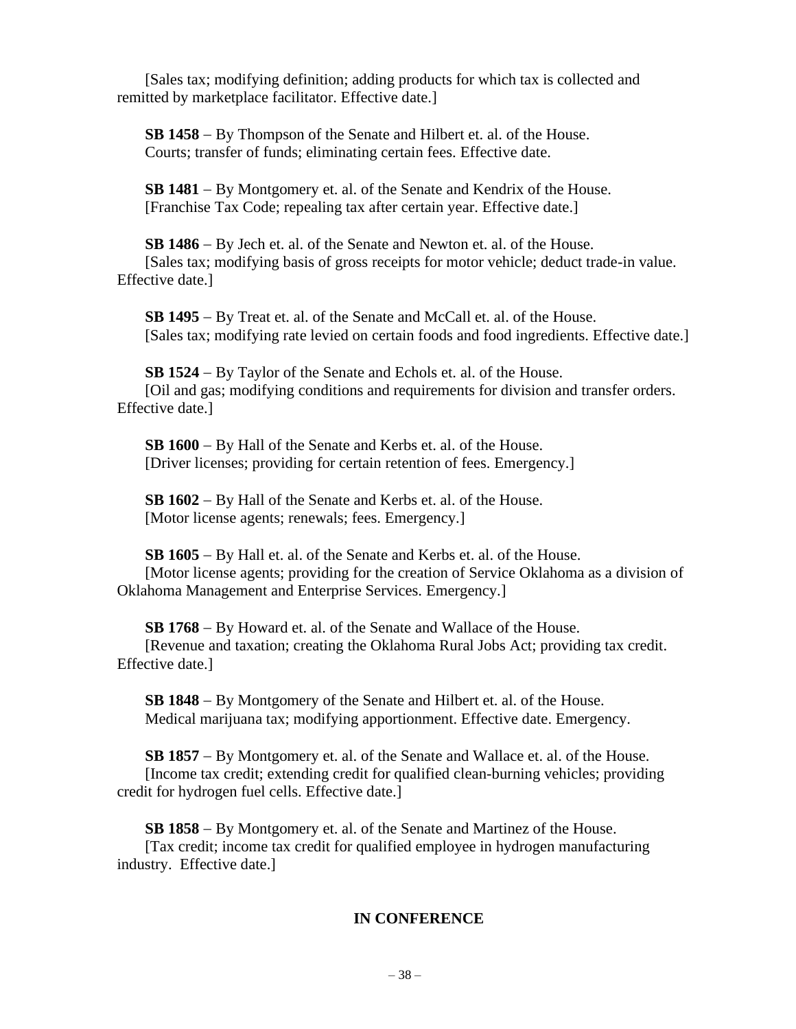[Sales tax; modifying definition; adding products for which tax is collected and remitted by marketplace facilitator. Effective date.]

**SB 1458** – By Thompson of the Senate and Hilbert et. al. of the House.
Courts; transfer of funds; eliminating certain fees. Effective date.

**SB 1481** – By Montgomery et. al. of the Senate and Kendrix of the House.
[Franchise Tax Code; repealing tax after certain year. Effective date.]

**SB 1486** – By Jech et. al. of the Senate and Newton et. al. of the House.
[Sales tax; modifying basis of gross receipts for motor vehicle; deduct trade-in value. Effective date.]

**SB 1495** – By Treat et. al. of the Senate and McCall et. al. of the House.
[Sales tax; modifying rate levied on certain foods and food ingredients. Effective date.]

**SB 1524** – By Taylor of the Senate and Echols et. al. of the House.
[Oil and gas; modifying conditions and requirements for division and transfer orders. Effective date.]

**SB 1600** – By Hall of the Senate and Kerbs et. al. of the House.
[Driver licenses; providing for certain retention of fees. Emergency.]

**SB 1602** – By Hall of the Senate and Kerbs et. al. of the House.
[Motor license agents; renewals; fees. Emergency.]

**SB 1605** – By Hall et. al. of the Senate and Kerbs et. al. of the House.
[Motor license agents; providing for the creation of Service Oklahoma as a division of Oklahoma Management and Enterprise Services. Emergency.]

**SB 1768** – By Howard et. al. of the Senate and Wallace of the House.
[Revenue and taxation; creating the Oklahoma Rural Jobs Act; providing tax credit. Effective date.]

**SB 1848** – By Montgomery of the Senate and Hilbert et. al. of the House.
Medical marijuana tax; modifying apportionment. Effective date. Emergency.

**SB 1857** – By Montgomery et. al. of the Senate and Wallace et. al. of the House.
[Income tax credit; extending credit for qualified clean-burning vehicles; providing credit for hydrogen fuel cells. Effective date.]

**SB 1858** – By Montgomery et. al. of the Senate and Martinez of the House.
[Tax credit; income tax credit for qualified employee in hydrogen manufacturing industry. Effective date.]

## IN CONFERENCE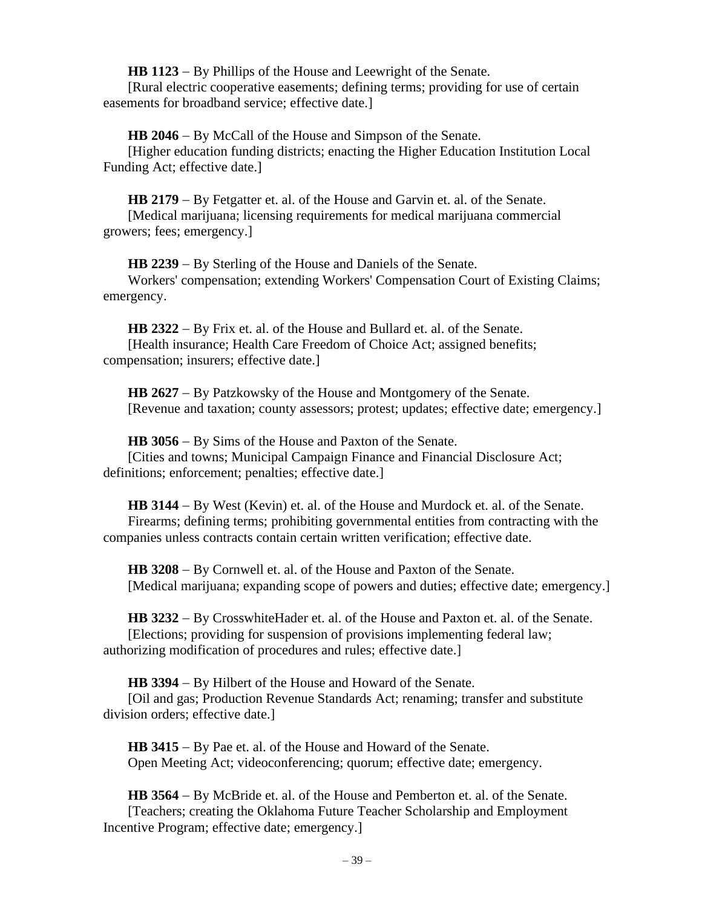**HB 1123** – By Phillips of the House and Leewright of the Senate.
[Rural electric cooperative easements; defining terms; providing for use of certain easements for broadband service; effective date.]

**HB 2046** – By McCall of the House and Simpson of the Senate.
[Higher education funding districts; enacting the Higher Education Institution Local Funding Act; effective date.]

**HB 2179** – By Fetgatter et. al. of the House and Garvin et. al. of the Senate.
[Medical marijuana; licensing requirements for medical marijuana commercial growers; fees; emergency.]

**HB 2239** – By Sterling of the House and Daniels of the Senate.
Workers' compensation; extending Workers' Compensation Court of Existing Claims; emergency.

**HB 2322** – By Frix et. al. of the House and Bullard et. al. of the Senate.
[Health insurance; Health Care Freedom of Choice Act; assigned benefits; compensation; insurers; effective date.]

**HB 2627** – By Patzkowsky of the House and Montgomery of the Senate.
[Revenue and taxation; county assessors; protest; updates; effective date; emergency.]

**HB 3056** – By Sims of the House and Paxton of the Senate.
[Cities and towns; Municipal Campaign Finance and Financial Disclosure Act; definitions; enforcement; penalties; effective date.]

**HB 3144** – By West (Kevin) et. al. of the House and Murdock et. al. of the Senate.
Firearms; defining terms; prohibiting governmental entities from contracting with the companies unless contracts contain certain written verification; effective date.

**HB 3208** – By Cornwell et. al. of the House and Paxton of the Senate.
[Medical marijuana; expanding scope of powers and duties; effective date; emergency.]

**HB 3232** – By CrosswhiteHader et. al. of the House and Paxton et. al. of the Senate.
[Elections; providing for suspension of provisions implementing federal law; authorizing modification of procedures and rules; effective date.]

**HB 3394** – By Hilbert of the House and Howard of the Senate.
[Oil and gas; Production Revenue Standards Act; renaming; transfer and substitute division orders; effective date.]

**HB 3415** – By Pae et. al. of the House and Howard of the Senate.
Open Meeting Act; videoconferencing; quorum; effective date; emergency.

**HB 3564** – By McBride et. al. of the House and Pemberton et. al. of the Senate.
[Teachers; creating the Oklahoma Future Teacher Scholarship and Employment Incentive Program; effective date; emergency.]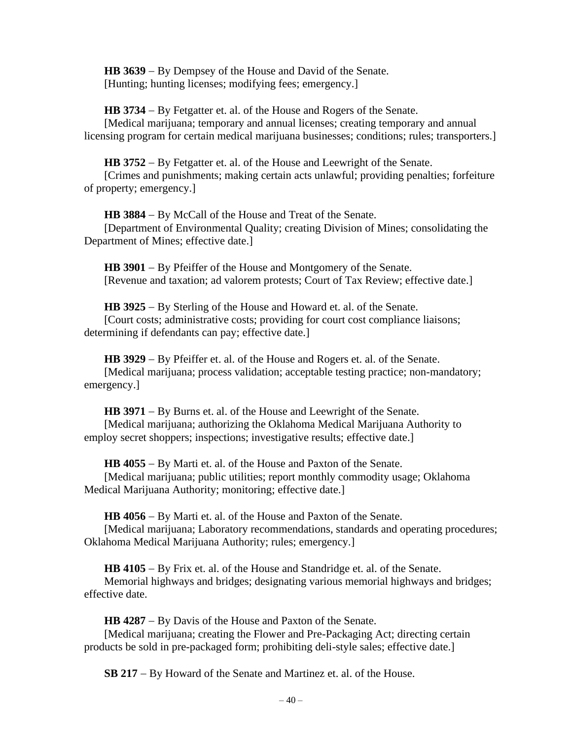**HB 3639** – By Dempsey of the House and David of the Senate.
[Hunting; hunting licenses; modifying fees; emergency.]

**HB 3734** – By Fetgatter et. al. of the House and Rogers of the Senate.
[Medical marijuana; temporary and annual licenses; creating temporary and annual licensing program for certain medical marijuana businesses; conditions; rules; transporters.]

**HB 3752** – By Fetgatter et. al. of the House and Leewright of the Senate.
[Crimes and punishments; making certain acts unlawful; providing penalties; forfeiture of property; emergency.]

**HB 3884** – By McCall of the House and Treat of the Senate.
[Department of Environmental Quality; creating Division of Mines; consolidating the Department of Mines; effective date.]

**HB 3901** – By Pfeiffer of the House and Montgomery of the Senate.
[Revenue and taxation; ad valorem protests; Court of Tax Review; effective date.]

**HB 3925** – By Sterling of the House and Howard et. al. of the Senate.
[Court costs; administrative costs; providing for court cost compliance liaisons; determining if defendants can pay; effective date.]

**HB 3929** – By Pfeiffer et. al. of the House and Rogers et. al. of the Senate.
[Medical marijuana; process validation; acceptable testing practice; non-mandatory; emergency.]

**HB 3971** – By Burns et. al. of the House and Leewright of the Senate.
[Medical marijuana; authorizing the Oklahoma Medical Marijuana Authority to employ secret shoppers; inspections; investigative results; effective date.]

**HB 4055** – By Marti et. al. of the House and Paxton of the Senate.
[Medical marijuana; public utilities; report monthly commodity usage; Oklahoma Medical Marijuana Authority; monitoring; effective date.]

**HB 4056** – By Marti et. al. of the House and Paxton of the Senate.
[Medical marijuana; Laboratory recommendations, standards and operating procedures; Oklahoma Medical Marijuana Authority; rules; emergency.]

**HB 4105** – By Frix et. al. of the House and Standridge et. al. of the Senate.
Memorial highways and bridges; designating various memorial highways and bridges; effective date.

**HB 4287** – By Davis of the House and Paxton of the Senate.
[Medical marijuana; creating the Flower and Pre-Packaging Act; directing certain products be sold in pre-packaged form; prohibiting deli-style sales; effective date.]

**SB 217** – By Howard of the Senate and Martinez et. al. of the House.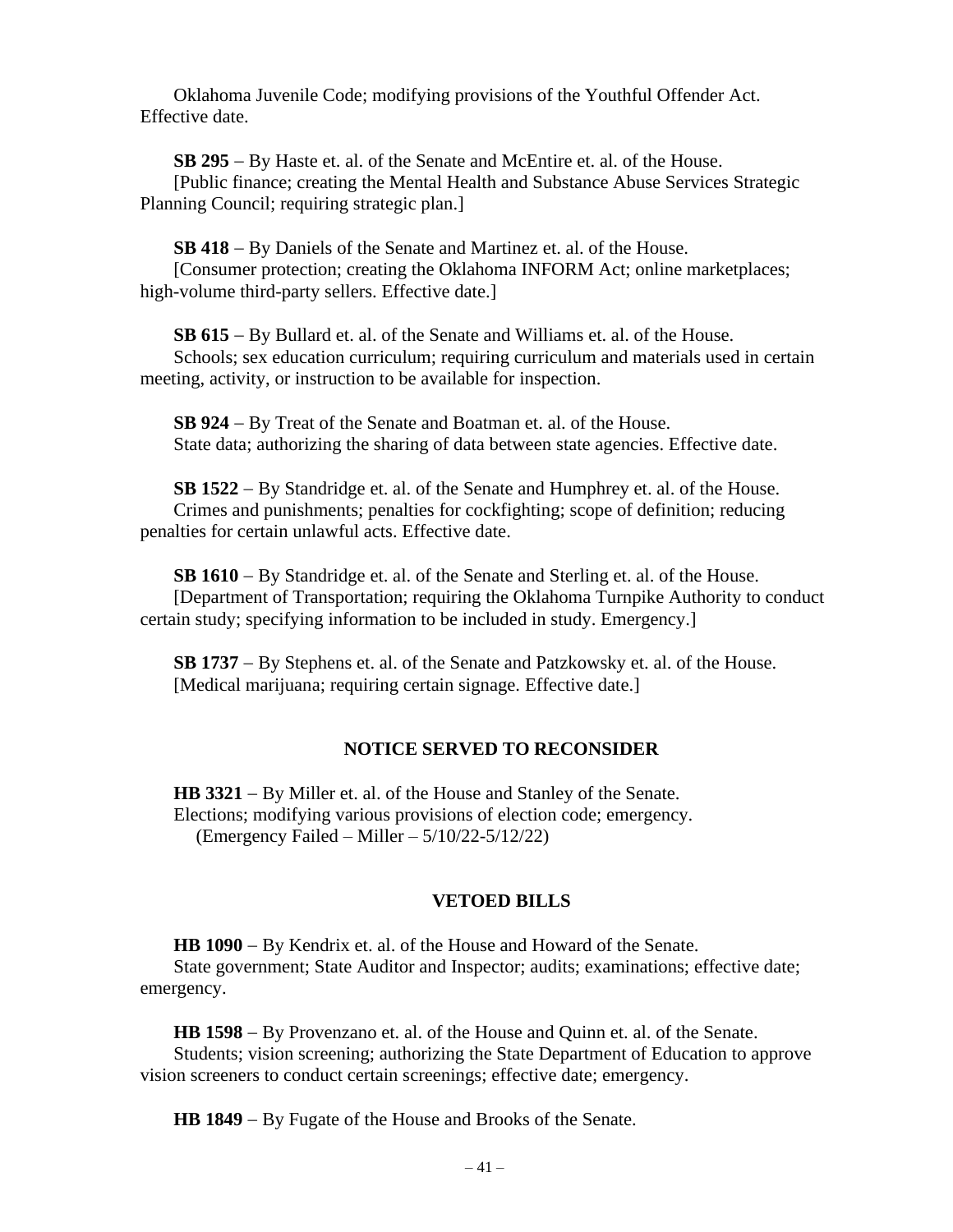Oklahoma Juvenile Code; modifying provisions of the Youthful Offender Act. Effective date.

**SB 295** – By Haste et. al. of the Senate and McEntire et. al. of the House.
[Public finance; creating the Mental Health and Substance Abuse Services Strategic Planning Council; requiring strategic plan.]

**SB 418** – By Daniels of the Senate and Martinez et. al. of the House.
[Consumer protection; creating the Oklahoma INFORM Act; online marketplaces; high-volume third-party sellers. Effective date.]

**SB 615** – By Bullard et. al. of the Senate and Williams et. al. of the House.
Schools; sex education curriculum; requiring curriculum and materials used in certain meeting, activity, or instruction to be available for inspection.

**SB 924** – By Treat of the Senate and Boatman et. al. of the House.
State data; authorizing the sharing of data between state agencies. Effective date.

**SB 1522** – By Standridge et. al. of the Senate and Humphrey et. al. of the House.
Crimes and punishments; penalties for cockfighting; scope of definition; reducing penalties for certain unlawful acts. Effective date.

**SB 1610** – By Standridge et. al. of the Senate and Sterling et. al. of the House.
[Department of Transportation; requiring the Oklahoma Turnpike Authority to conduct certain study; specifying information to be included in study. Emergency.]

**SB 1737** – By Stephens et. al. of the Senate and Patzkowsky et. al. of the House.
[Medical marijuana; requiring certain signage. Effective date.]

## NOTICE SERVED TO RECONSIDER

**HB 3321** – By Miller et. al. of the House and Stanley of the Senate.
Elections; modifying various provisions of election code; emergency.
(Emergency Failed – Miller – 5/10/22-5/12/22)

## VETOED BILLS

**HB 1090** – By Kendrix et. al. of the House and Howard of the Senate.
State government; State Auditor and Inspector; audits; examinations; effective date; emergency.

**HB 1598** – By Provenzano et. al. of the House and Quinn et. al. of the Senate.
Students; vision screening; authorizing the State Department of Education to approve vision screeners to conduct certain screenings; effective date; emergency.

**HB 1849** – By Fugate of the House and Brooks of the Senate.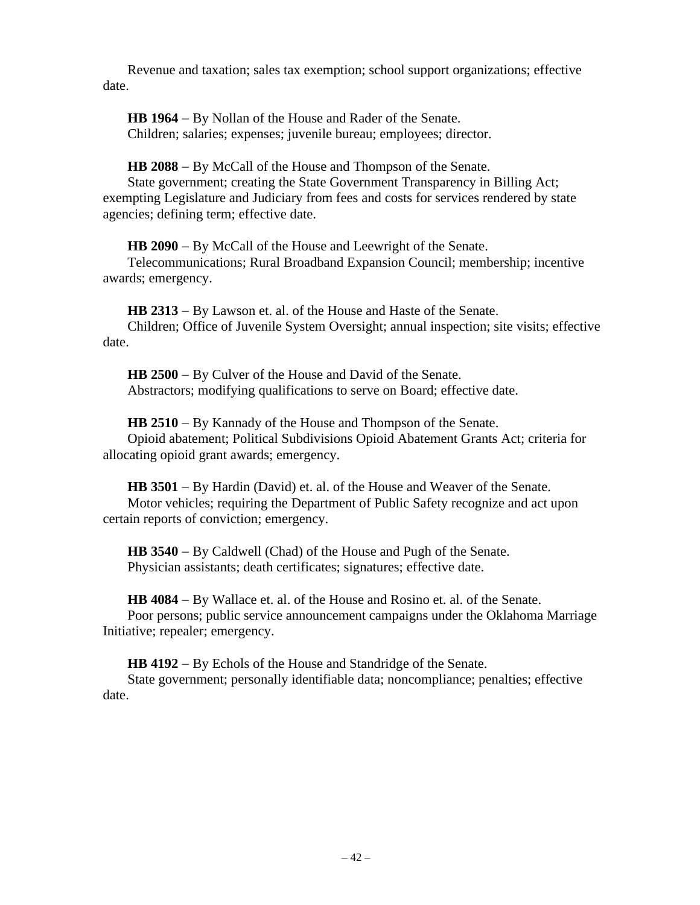Revenue and taxation; sales tax exemption; school support organizations; effective date.

**HB 1964** – By Nollan of the House and Rader of the Senate.
Children; salaries; expenses; juvenile bureau; employees; director.

**HB 2088** – By McCall of the House and Thompson of the Senate.
State government; creating the State Government Transparency in Billing Act; exempting Legislature and Judiciary from fees and costs for services rendered by state agencies; defining term; effective date.

**HB 2090** – By McCall of the House and Leewright of the Senate.
Telecommunications; Rural Broadband Expansion Council; membership; incentive awards; emergency.

**HB 2313** – By Lawson et. al. of the House and Haste of the Senate.
Children; Office of Juvenile System Oversight; annual inspection; site visits; effective date.

**HB 2500** – By Culver of the House and David of the Senate.
Abstractors; modifying qualifications to serve on Board; effective date.

**HB 2510** – By Kannady of the House and Thompson of the Senate.
Opioid abatement; Political Subdivisions Opioid Abatement Grants Act; criteria for allocating opioid grant awards; emergency.

**HB 3501** – By Hardin (David) et. al. of the House and Weaver of the Senate.
Motor vehicles; requiring the Department of Public Safety recognize and act upon certain reports of conviction; emergency.

**HB 3540** – By Caldwell (Chad) of the House and Pugh of the Senate.
Physician assistants; death certificates; signatures; effective date.

**HB 4084** – By Wallace et. al. of the House and Rosino et. al. of the Senate.
Poor persons; public service announcement campaigns under the Oklahoma Marriage Initiative; repealer; emergency.

**HB 4192** – By Echols of the House and Standridge of the Senate.
State government; personally identifiable data; noncompliance; penalties; effective date.